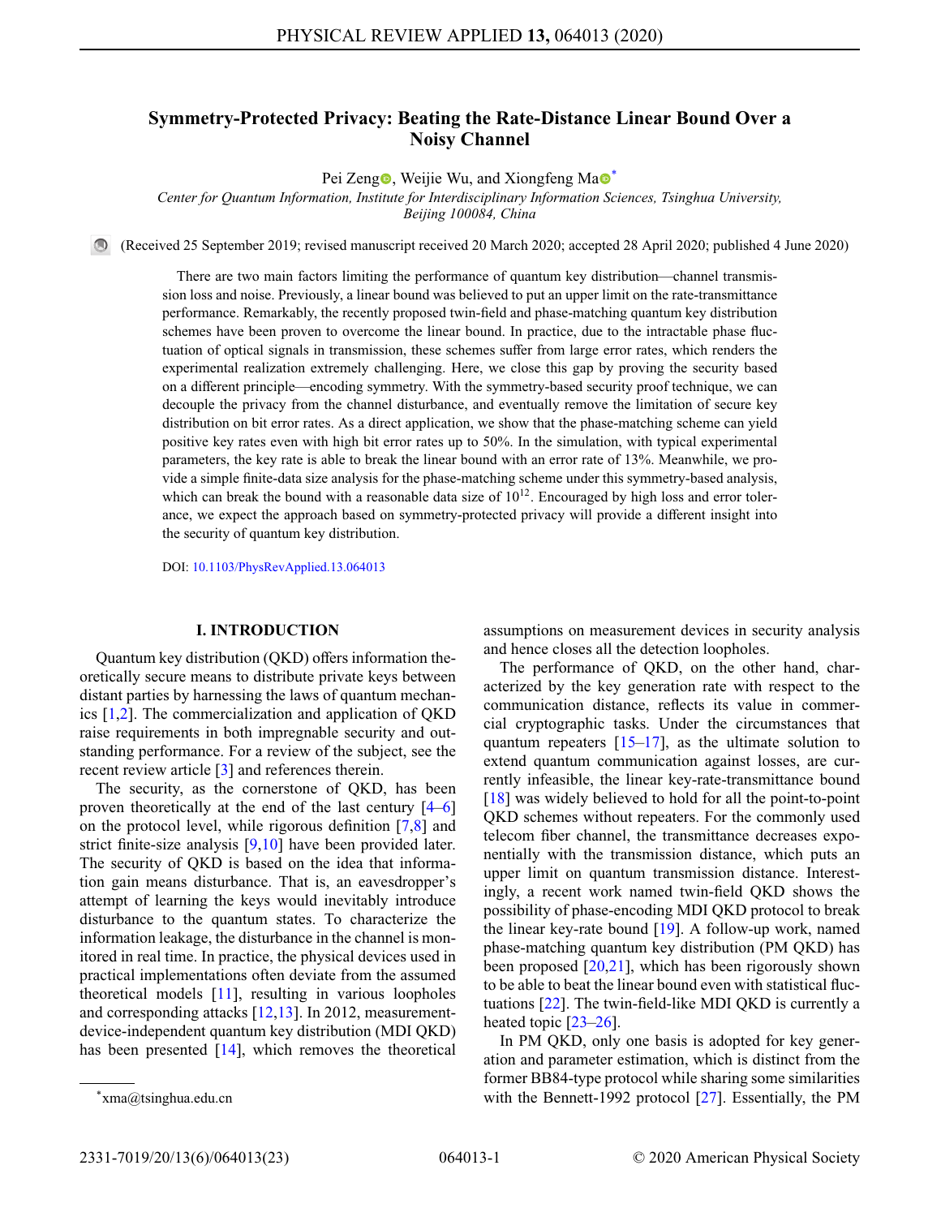# Symmetry-Protected Privacy: Beating the Rate-Distance Linear Bound Over a Noisy Channel

Pei Zeng, Weijie Wu, and Xiongfeng Ma*

*Center for Quantum Information, Institute for Interdisciplinary Information Sciences, Tsinghua University, Beijing 100084, China*

(Received 25 September 2019; revised manuscript received 20 March 2020; accepted 28 April 2020; published 4 June 2020)

There are two main factors limiting the performance of quantum key distribution—channel transmission loss and noise. Previously, a linear bound was believed to put an upper limit on the rate-transmittance performance. Remarkably, the recently proposed twin-field and phase-matching quantum key distribution schemes have been proven to overcome the linear bound. In practice, due to the intractable phase fluctuation of optical signals in transmission, these schemes suffer from large error rates, which renders the experimental realization extremely challenging. Here, we close this gap by proving the security based on a different principle—encoding symmetry. With the symmetry-based security proof technique, we can decouple the privacy from the channel disturbance, and eventually remove the limitation of secure key distribution on bit error rates. As a direct application, we show that the phase-matching scheme can yield positive key rates even with high bit error rates up to 50%. In the simulation, with typical experimental parameters, the key rate is able to break the linear bound with an error rate of 13%. Meanwhile, we provide a simple finite-data size analysis for the phase-matching scheme under this symmetry-based analysis, which can break the bound with a reasonable data size of $10^{12}$. Encouraged by high loss and error tolerance, we expect the approach based on symmetry-protected privacy will provide a different insight into the security of quantum key distribution.

DOI: 10.1103/PhysRevApplied.13.064013

## I. INTRODUCTION

Quantum key distribution (QKD) offers information theoretically secure means to distribute private keys between distant parties by harnessing the laws of quantum mechanics [1,2]. The commercialization and application of QKD raise requirements in both impregnable security and outstanding performance. For a review of the subject, see the recent review article [3] and references therein.

The security, as the cornerstone of QKD, has been proven theoretically at the end of the last century [4–6] on the protocol level, while rigorous definition [7,8] and strict finite-size analysis [9,10] have been provided later. The security of QKD is based on the idea that information gain means disturbance. That is, an eavesdropper's attempt of learning the keys would inevitably introduce disturbance to the quantum states. To characterize the information leakage, the disturbance in the channel is monitored in real time. In practice, the physical devices used in practical implementations often deviate from the assumed theoretical models [11], resulting in various loopholes and corresponding attacks [12,13]. In 2012, measurement-device-independent quantum key distribution (MDI QKD) has been presented [14], which removes the theoretical assumptions on measurement devices in security analysis and hence closes all the detection loopholes.

The performance of QKD, on the other hand, characterized by the key generation rate with respect to the communication distance, reflects its value in commercial cryptographic tasks. Under the circumstances that quantum repeaters [15–17], as the ultimate solution to extend quantum communication against losses, are currently infeasible, the linear key-rate-transmittance bound [18] was widely believed to hold for all the point-to-point QKD schemes without repeaters. For the commonly used telecom fiber channel, the transmittance decreases exponentially with the transmission distance, which puts an upper limit on quantum transmission distance. Interestingly, a recent work named twin-field QKD shows the possibility of phase-encoding MDI QKD protocol to break the linear key-rate bound [19]. A follow-up work, named phase-matching quantum key distribution (PM QKD) has been proposed [20,21], which has been rigorously shown to be able to beat the linear bound even with statistical fluctuations [22]. The twin-field-like MDI QKD is currently a heated topic [23–26].

In PM QKD, only one basis is adopted for key generation and parameter estimation, which is distinct from the former BB84-type protocol while sharing some similarities with the Bennett-1992 protocol [27]. Essentially, the PM

*xma@tsinghua.edu.cn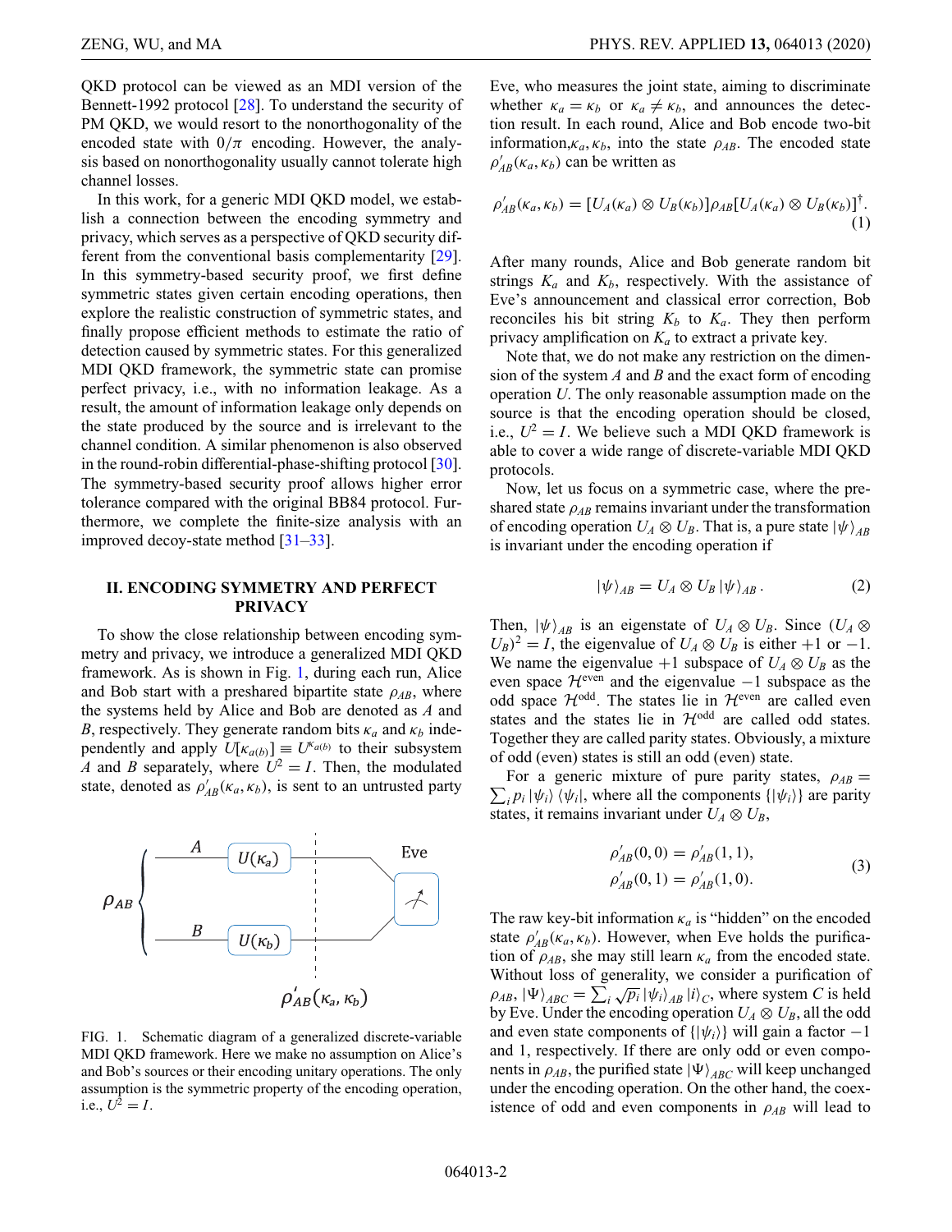QKD protocol can be viewed as an MDI version of the Bennett-1992 protocol [28]. To understand the security of PM QKD, we would resort to the nonorthogonality of the encoded state with $0/\pi$ encoding. However, the analysis based on nonorthogonality usually cannot tolerate high channel losses.

In this work, for a generic MDI QKD model, we establish a connection between the encoding symmetry and privacy, which serves as a perspective of QKD security different from the conventional basis complementarity [29]. In this symmetry-based security proof, we first define symmetric states given certain encoding operations, then explore the realistic construction of symmetric states, and finally propose efficient methods to estimate the ratio of detection caused by symmetric states. For this generalized MDI QKD framework, the symmetric state can promise perfect privacy, i.e., with no information leakage. As a result, the amount of information leakage only depends on the state produced by the source and is irrelevant to the channel condition. A similar phenomenon is also observed in the round-robin differential-phase-shifting protocol [30]. The symmetry-based security proof allows higher error tolerance compared with the original BB84 protocol. Furthermore, we complete the finite-size analysis with an improved decoy-state method [31–33].

## II. ENCODING SYMMETRY AND PERFECT PRIVACY

To show the close relationship between encoding symmetry and privacy, we introduce a generalized MDI QKD framework. As is shown in Fig. 1, during each run, Alice and Bob start with a preshared bipartite state $\rho_{AB}$, where the systems held by Alice and Bob are denoted as $A$ and $B$, respectively. They generate random bits $\kappa_a$ and $\kappa_b$ independently and apply $U[\kappa_{a(b)}] \equiv U^{\kappa_{a(b)}}$ to their subsystem $A$ and $B$ separately, where $U^2 = I$. Then, the modulated state, denoted as $\rho'_{AB}(\kappa_a, \kappa_b)$, is sent to an untrusted party Eve, who measures the joint state, aiming to discriminate whether $\kappa_a = \kappa_b$ or $\kappa_a \neq \kappa_b$, and announces the detection result. In each round, Alice and Bob encode two-bit information, $\kappa_a, \kappa_b$, into the state $\rho_{AB}$. The encoded state $\rho'_{AB}(\kappa_a, \kappa_b)$ can be written as

$$\rho'_{AB}(\kappa_a, \kappa_b) = [U_A(\kappa_a) \otimes U_B(\kappa_b)]\rho_{AB}[U_A(\kappa_a) \otimes U_B(\kappa_b)]^{\dagger}. \tag{1}$$

FIG. 1. Schematic diagram of a generalized discrete-variable MDI QKD framework. Here we make no assumption on Alice's and Bob's sources or their encoding unitary operations. The only assumption is the symmetric property of the encoding operation, i.e., $U^2 = I$.

After many rounds, Alice and Bob generate random bit strings $K_a$ and $K_b$, respectively. With the assistance of Eve's announcement and classical error correction, Bob reconciles his bit string $K_b$ to $K_a$. They then perform privacy amplification on $K_a$ to extract a private key.

Note that, we do not make any restriction on the dimension of the system $A$ and $B$ and the exact form of encoding operation $U$. The only reasonable assumption made on the source is that the encoding operation should be closed, i.e., $U^2 = I$. We believe such a MDI QKD framework is able to cover a wide range of discrete-variable MDI QKD protocols.

Now, let us focus on a symmetric case, where the preshared state $\rho_{AB}$ remains invariant under the transformation of encoding operation $U_A \otimes U_B$. That is, a pure state $|\psi\rangle_{AB}$ is invariant under the encoding operation if

$$|\psi\rangle_{AB} = U_A \otimes U_B |\psi\rangle_{AB}. \tag{2}$$

Then, $|\psi\rangle_{AB}$ is an eigenstate of $U_A \otimes U_B$. Since $(U_A \otimes U_B)^2 = I$, the eigenvalue of $U_A \otimes U_B$ is either $+1$ or $-1$. We name the eigenvalue $+1$ subspace of $U_A \otimes U_B$ as the even space $\mathcal{H}^{\text{even}}$ and the eigenvalue $-1$ subspace as the odd space $\mathcal{H}^{\text{odd}}$. The states lie in $\mathcal{H}^{\text{even}}$ are called even states and the states lie in $\mathcal{H}^{\text{odd}}$ are called odd states. Together they are called parity states. Obviously, a mixture of odd (even) states is still an odd (even) state.

For a generic mixture of pure parity states, $\rho_{AB} = \sum_i p_i |\psi_i\rangle\langle\psi_i|$, where all the components $\{|\psi_i\rangle\}$ are parity states, it remains invariant under $U_A \otimes U_B$,

$$\begin{aligned}\rho'_{AB}(0,0) &= \rho'_{AB}(1,1),\\ \rho'_{AB}(0,1) &= \rho'_{AB}(1,0).\end{aligned} \tag{3}$$

The raw key-bit information $\kappa_a$ is "hidden" on the encoded state $\rho'_{AB}(\kappa_a, \kappa_b)$. However, when Eve holds the purification of $\rho_{AB}$, she may still learn $\kappa_a$ from the encoded state. Without loss of generality, we consider a purification of $\rho_{AB}$, $|\Psi\rangle_{ABC} = \sum_i \sqrt{p_i}|\psi_i\rangle_{AB}|i\rangle_C$, where system $C$ is held by Eve. Under the encoding operation $U_A \otimes U_B$, all the odd and even state components of $\{|\psi_i\rangle\}$ will gain a factor $-1$ and 1, respectively. If there are only odd or even components in $\rho_{AB}$, the purified state $|\Psi\rangle_{ABC}$ will keep unchanged under the encoding operation. On the other hand, the coexistence of odd and even components in $\rho_{AB}$ will lead to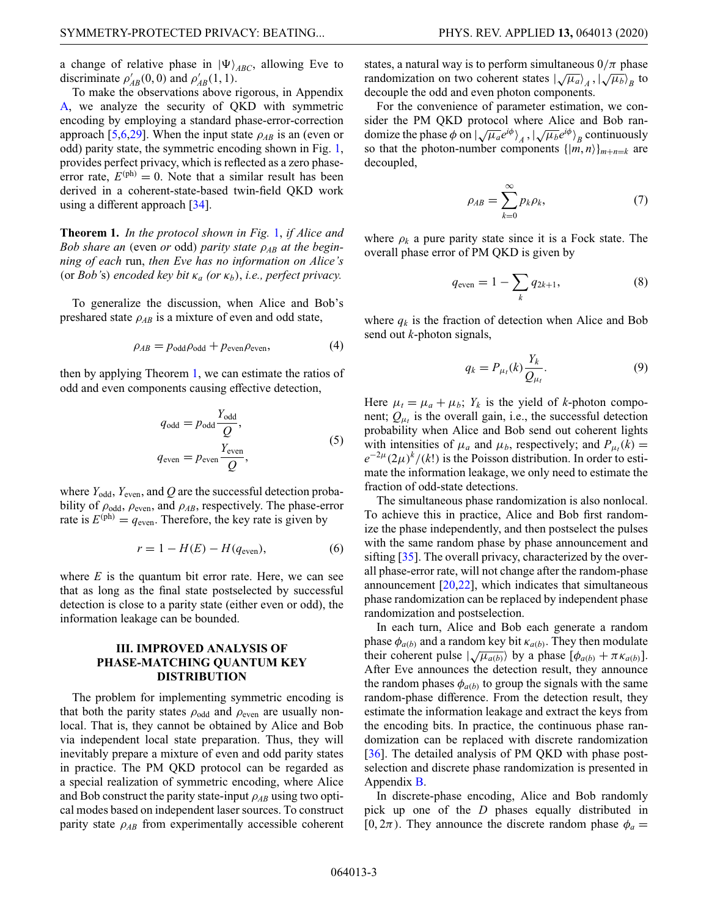a change of relative phase in $|\Psi\rangle_{ABC}$, allowing Eve to discriminate $\rho'_{AB}(0,0)$ and $\rho'_{AB}(1,1)$.

To make the observations above rigorous, in Appendix A, we analyze the security of QKD with symmetric encoding by employing a standard phase-error-correction approach [5,6,29]. When the input state $\rho_{AB}$ is an (even or odd) parity state, the symmetric encoding shown in Fig. 1, provides perfect privacy, which is reflected as a zero phase-error rate, $E^{(\mathrm{ph})} = 0$. Note that a similar result has been derived in a coherent-state-based twin-field QKD work using a different approach [34].

**Theorem 1.** *In the protocol shown in Fig. 1, if Alice and Bob share an* (even *or* odd) *parity state $\rho_{AB}$ at the beginning of each* run, *then Eve has no information on Alice's* (or *Bob's*) *encoded key bit $\kappa_a$ (or $\kappa_b$), i.e., perfect privacy.*

To generalize the discussion, when Alice and Bob's preshared state $\rho_{AB}$ is a mixture of even and odd state,

$$\rho_{AB} = p_{\mathrm{odd}}\rho_{\mathrm{odd}} + p_{\mathrm{even}}\rho_{\mathrm{even}}, \tag{4}$$

then by applying Theorem 1, we can estimate the ratios of odd and even components causing effective detection,

$$\begin{aligned} q_{\mathrm{odd}} &= p_{\mathrm{odd}}\frac{Y_{\mathrm{odd}}}{Q}, \\ q_{\mathrm{even}} &= p_{\mathrm{even}}\frac{Y_{\mathrm{even}}}{Q}, \end{aligned} \tag{5}$$

where $Y_{\mathrm{odd}}$, $Y_{\mathrm{even}}$, and $Q$ are the successful detection probability of $\rho_{\mathrm{odd}}$, $\rho_{\mathrm{even}}$, and $\rho_{AB}$, respectively. The phase-error rate is $E^{(\mathrm{ph})} = q_{\mathrm{even}}$. Therefore, the key rate is given by

$$r = 1 - H(E) - H(q_{\mathrm{even}}), \tag{6}$$

where $E$ is the quantum bit error rate. Here, we can see that as long as the final state postselected by successful detection is close to a parity state (either even or odd), the information leakage can be bounded.

## III. IMPROVED ANALYSIS OF PHASE-MATCHING QUANTUM KEY DISTRIBUTION

The problem for implementing symmetric encoding is that both the parity states $\rho_{\mathrm{odd}}$ and $\rho_{\mathrm{even}}$ are usually nonlocal. That is, they cannot be obtained by Alice and Bob via independent local state preparation. Thus, they will inevitably prepare a mixture of even and odd parity states in practice. The PM QKD protocol can be regarded as a special realization of symmetric encoding, where Alice and Bob construct the parity state-input $\rho_{AB}$ using two optical modes based on independent laser sources. To construct parity state $\rho_{AB}$ from experimentally accessible coherent states, a natural way is to perform simultaneous $0/\pi$ phase randomization on two coherent states $|\sqrt{\mu_a}\rangle_A, |\sqrt{\mu_b}\rangle_B$ to decouple the odd and even photon components.

For the convenience of parameter estimation, we consider the PM QKD protocol where Alice and Bob randomize the phase $\phi$ on $|\sqrt{\mu_a}e^{i\phi}\rangle_A, |\sqrt{\mu_b}e^{i\phi}\rangle_B$ continuously so that the photon-number components $\{|m,n\rangle\}_{m+n=k}$ are decoupled,

$$\rho_{AB} = \sum_{k=0}^{\infty} p_k \rho_k, \tag{7}$$

where $\rho_k$ a pure parity state since it is a Fock state. The overall phase error of PM QKD is given by

$$q_{\mathrm{even}} = 1 - \sum_k q_{2k+1}, \tag{8}$$

where $q_k$ is the fraction of detection when Alice and Bob send out $k$-photon signals,

$$q_k = P_{\mu_t}(k)\frac{Y_k}{Q_{\mu_t}}. \tag{9}$$

Here $\mu_t = \mu_a + \mu_b$; $Y_k$ is the yield of $k$-photon component; $Q_{\mu_t}$ is the overall gain, i.e., the successful detection probability when Alice and Bob send out coherent lights with intensities of $\mu_a$ and $\mu_b$, respectively; and $P_{\mu_t}(k) = e^{-2\mu}(2\mu)^k/(k!)$ is the Poisson distribution. In order to estimate the information leakage, we only need to estimate the fraction of odd-state detections.

The simultaneous phase randomization is also nonlocal. To achieve this in practice, Alice and Bob first randomize the phase independently, and then postselect the pulses with the same random phase by phase announcement and sifting [35]. The overall privacy, characterized by the overall phase-error rate, will not change after the random-phase announcement [20,22], which indicates that simultaneous phase randomization can be replaced by independent phase randomization and postselection.

In each turn, Alice and Bob each generate a random phase $\phi_{a(b)}$ and a random key bit $\kappa_{a(b)}$. They then modulate their coherent pulse $|\sqrt{\mu_{a(b)}}\rangle$ by a phase $[\phi_{a(b)} + \pi\kappa_{a(b)}]$. After Eve announces the detection result, they announce the random phases $\phi_{a(b)}$ to group the signals with the same random-phase difference. From the detection result, they estimate the information leakage and extract the keys from the encoding bits. In practice, the continuous phase randomization can be replaced with discrete randomization [36]. The detailed analysis of PM QKD with phase postselection and discrete phase randomization is presented in Appendix B.

In discrete-phase encoding, Alice and Bob randomly pick up one of the $D$ phases equally distributed in $[0, 2\pi)$. They announce the discrete random phase $\phi_a =$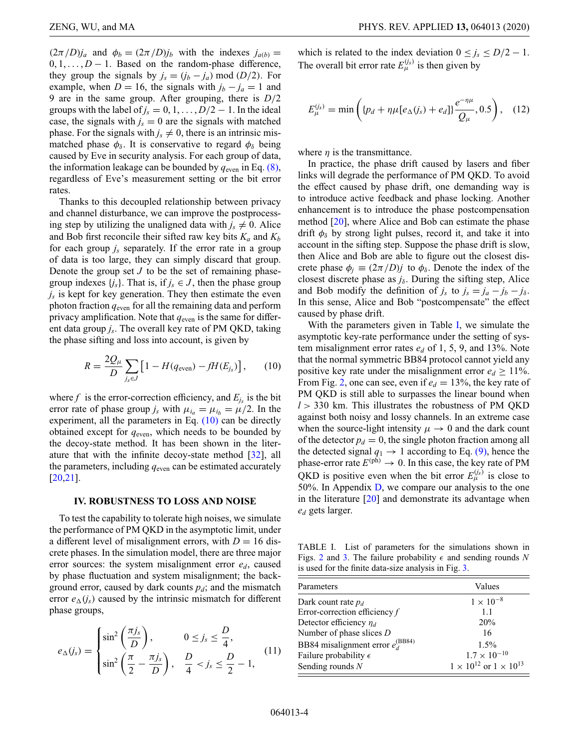$(2\pi/D)j_a$ and $\phi_b = (2\pi/D)j_b$ with the indexes $j_{a(b)} = 0, 1, \ldots, D-1$. Based on the random-phase difference, they group the signals by $j_s = (j_b - j_a) \bmod (D/2)$. For example, when $D = 16$, the signals with $j_b - j_a = 1$ and 9 are in the same group. After grouping, there is $D/2$ groups with the label of $j_s = 0, 1, \ldots, D/2 - 1$. In the ideal case, the signals with $j_s = 0$ are the signals with matched phase. For the signals with $j_s \neq 0$, there is an intrinsic mismatched phase $\phi_\delta$. It is conservative to regard $\phi_\delta$ being caused by Eve in security analysis. For each group of data, the information leakage can be bounded by $q_{\text{even}}$ in Eq. (8), regardless of Eve's measurement setting or the bit error rates.

Thanks to this decoupled relationship between privacy and channel disturbance, we can improve the postprocessing step by utilizing the unaligned data with $j_s \neq 0$. Alice and Bob first reconcile their sifted raw key bits $K_a$ and $K_b$ for each group $j_s$ separately. If the error rate in a group of data is too large, they can simply discard that group. Denote the group set $J$ to be the set of remaining phase-group indexes $\{j_s\}$. That is, if $j_s \in J$, then the phase group $j_s$ is kept for key generation. They then estimate the even photon fraction $q_{\text{even}}$ for all the remaining data and perform privacy amplification. Note that $q_{\text{even}}$ is the same for different data group $j_s$. The overall key rate of PM QKD, taking the phase sifting and loss into account, is given by

$$R = \frac{2Q_\mu}{D} \sum_{j_s \in J} \left[1 - H(q_{\text{even}}) - fH(E_{j_s})\right], \qquad (10)$$

where $f$ is the error-correction efficiency, and $E_{j_s}$ is the bit error rate of phase group $j_s$ with $\mu_{i_a} = \mu_{i_b} = \mu/2$. In the experiment, all the parameters in Eq. (10) can be directly obtained except for $q_{\text{even}}$, which needs to be bounded by the decoy-state method. It has been shown in the literature that with the infinite decoy-state method [32], all the parameters, including $q_{\text{even}}$ can be estimated accurately [20,21].

### IV. ROBUSTNESS TO LOSS AND NOISE

To test the capability to tolerate high noises, we simulate the performance of PM QKD in the asymptotic limit, under a different level of misalignment errors, with $D = 16$ discrete phases. In the simulation model, there are three major error sources: the system misalignment error $e_d$, caused by phase fluctuation and system misalignment; the background error, caused by dark counts $p_d$; and the mismatch error $e_\Delta(j_s)$ caused by the intrinsic mismatch for different phase groups,

$$e_\Delta(j_s) = \begin{cases} \sin^2\left(\dfrac{\pi j_s}{D}\right), & 0 \leq j_s \leq \dfrac{D}{4}, \\ \sin^2\left(\dfrac{\pi}{2} - \dfrac{\pi j_s}{D}\right), & \dfrac{D}{4} < j_s \leq \dfrac{D}{2} - 1, \end{cases} \qquad (11)$$

which is related to the index deviation $0 \leq j_s \leq D/2 - 1$. The overall bit error rate $E_\mu^{(j_s)}$ is then given by

$$E_\mu^{(j_s)} = \min\left(\{p_d + \eta\mu[e_\Delta(j_s) + e_d]\}\frac{e^{-\eta\mu}}{Q_\mu}, 0.5\right), \qquad (12)$$

where $\eta$ is the transmittance.

In practice, the phase drift caused by lasers and fiber links will degrade the performance of PM QKD. To avoid the effect caused by phase drift, one demanding way is to introduce active feedback and phase locking. Another enhancement is to introduce the phase postcompensation method [20], where Alice and Bob can estimate the phase drift $\phi_\delta$ by strong light pulses, record it, and take it into account in the sifting step. Suppose the phase drift is slow, then Alice and Bob are able to figure out the closest discrete phase $\phi_j \equiv (2\pi/D)j$ to $\phi_\delta$. Denote the index of the closest discrete phase as $j_\delta$. During the sifting step, Alice and Bob modify the definition of $j_s$ to $j_s = j_a - j_b - j_\delta$. In this sense, Alice and Bob "postcompensate" the effect caused by phase drift.

With the parameters given in Table I, we simulate the asymptotic key-rate performance under the setting of system misalignment error rates $e_d$ of 1, 5, 9, and 13%. Note that the normal symmetric BB84 protocol cannot yield any positive key rate under the misalignment error $e_d \geq 11\%$. From Fig. 2, one can see, even if $e_d = 13\%$, the key rate of PM QKD is still able to surpasses the linear bound when $l > 330$ km. This illustrates the robustness of PM QKD against both noisy and lossy channels. In an extreme case when the source-light intensity $\mu \to 0$ and the dark count of the detector $p_d = 0$, the single photon fraction among all the detected signal $q_1 \to 1$ according to Eq. (9), hence the phase-error rate $E^{(\text{ph})} \to 0$. In this case, the key rate of PM QKD is positive even when the bit error $E_\mu^{(j_s)}$ is close to 50%. In Appendix D, we compare our analysis to the one in the literature [20] and demonstrate its advantage when $e_d$ gets larger.

TABLE I. List of parameters for the simulations shown in Figs. 2 and 3. The failure probability $\epsilon$ and sending rounds $N$ is used for the finite data-size analysis in Fig. 3.

| Parameters | Values |
|---|---|
| Dark count rate $p_d$ | $1 \times 10^{-8}$ |
| Error-correction efficiency $f$ | 1.1 |
| Detector efficiency $\eta_d$ | 20% |
| Number of phase slices $D$ | 16 |
| BB84 misalignment error $e_d^{(\text{BB84})}$ | 1.5% |
| Failure probability $\epsilon$ | $1.7 \times 10^{-10}$ |
| Sending rounds $N$ | $1 \times 10^{12}$ or $1 \times 10^{13}$ |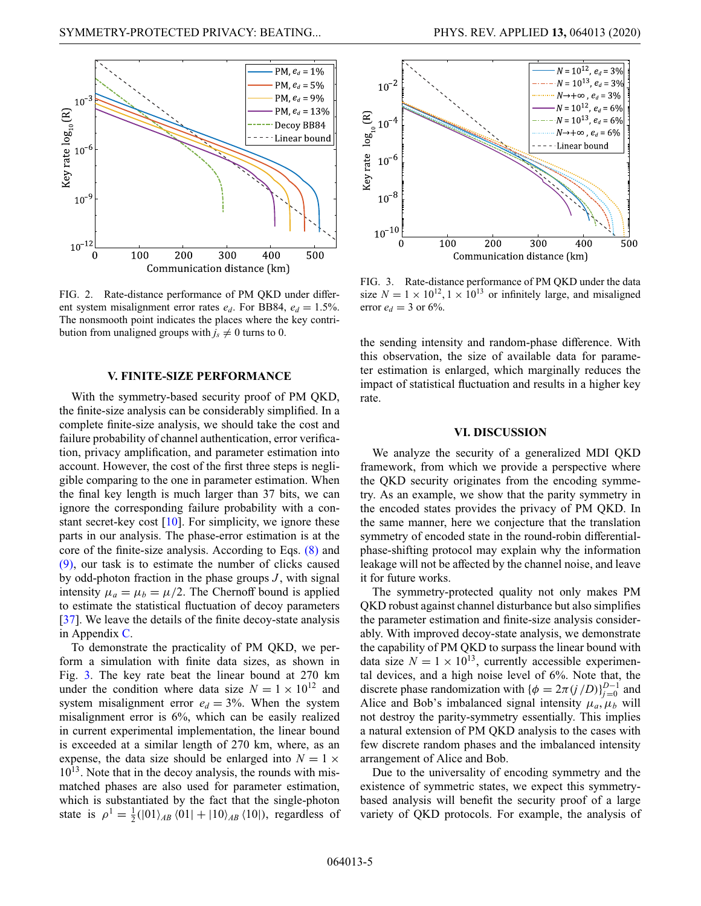FIG. 2. Rate-distance performance of PM QKD under different system misalignment error rates $e_d$. For BB84, $e_d = 1.5\%$. The nonsmooth point indicates the places where the key contribution from unaligned groups with $j_s \neq 0$ turns to 0.

FIG. 3. Rate-distance performance of PM QKD under the data size $N = 1 \times 10^{12}, 1 \times 10^{13}$ or infinitely large, and misaligned error $e_d = 3$ or 6%.

## V. FINITE-SIZE PERFORMANCE

With the symmetry-based security proof of PM QKD, the finite-size analysis can be considerably simplified. In a complete finite-size analysis, we should take the cost and failure probability of channel authentication, error verification, privacy amplification, and parameter estimation into account. However, the cost of the first three steps is negligible comparing to the one in parameter estimation. When the final key length is much larger than 37 bits, we can ignore the corresponding failure probability with a constant secret-key cost [10]. For simplicity, we ignore these parts in our analysis. The phase-error estimation is at the core of the finite-size analysis. According to Eqs. (8) and (9), our task is to estimate the number of clicks caused by odd-photon fraction in the phase groups $J$, with signal intensity $\mu_a = \mu_b = \mu/2$. The Chernoff bound is applied to estimate the statistical fluctuation of decoy parameters [37]. We leave the details of the finite decoy-state analysis in Appendix C.

To demonstrate the practicality of PM QKD, we perform a simulation with finite data sizes, as shown in Fig. 3. The key rate beat the linear bound at 270 km under the condition where data size $N = 1 \times 10^{12}$ and system misalignment error $e_d = 3\%$. When the system misalignment error is 6%, which can be easily realized in current experimental implementation, the linear bound is exceeded at a similar length of 270 km, where, as an expense, the data size should be enlarged into $N = 1 \times 10^{13}$. Note that in the decoy analysis, the rounds with mismatched phases are also used for parameter estimation, which is substantiated by the fact that the single-photon state is $\rho^1 = \frac{1}{2}(|01\rangle_{AB}\langle 01| + |10\rangle_{AB}\langle 10|)$, regardless of the sending intensity and random-phase difference. With this observation, the size of available data for parameter estimation is enlarged, which marginally reduces the impact of statistical fluctuation and results in a higher key rate.

## VI. DISCUSSION

We analyze the security of a generalized MDI QKD framework, from which we provide a perspective where the QKD security originates from the encoding symmetry. As an example, we show that the parity symmetry in the encoded states provides the privacy of PM QKD. In the same manner, here we conjecture that the translation symmetry of encoded state in the round-robin differential-phase-shifting protocol may explain why the information leakage will not be affected by the channel noise, and leave it for future works.

The symmetry-protected quality not only makes PM QKD robust against channel disturbance but also simplifies the parameter estimation and finite-size analysis considerably. With improved decoy-state analysis, we demonstrate the capability of PM QKD to surpass the linear bound with data size $N = 1 \times 10^{13}$, currently accessible experimental devices, and a high noise level of 6%. Note that, the discrete phase randomization with $\{\phi = 2\pi(j/D)\}_{j=0}^{D-1}$ and Alice and Bob's imbalanced signal intensity $\mu_a, \mu_b$ will not destroy the parity-symmetry essentially. This implies a natural extension of PM QKD analysis to the cases with few discrete random phases and the imbalanced intensity arrangement of Alice and Bob.

Due to the universality of encoding symmetry and the existence of symmetric states, we expect this symmetry-based analysis will benefit the security proof of a large variety of QKD protocols. For example, the analysis of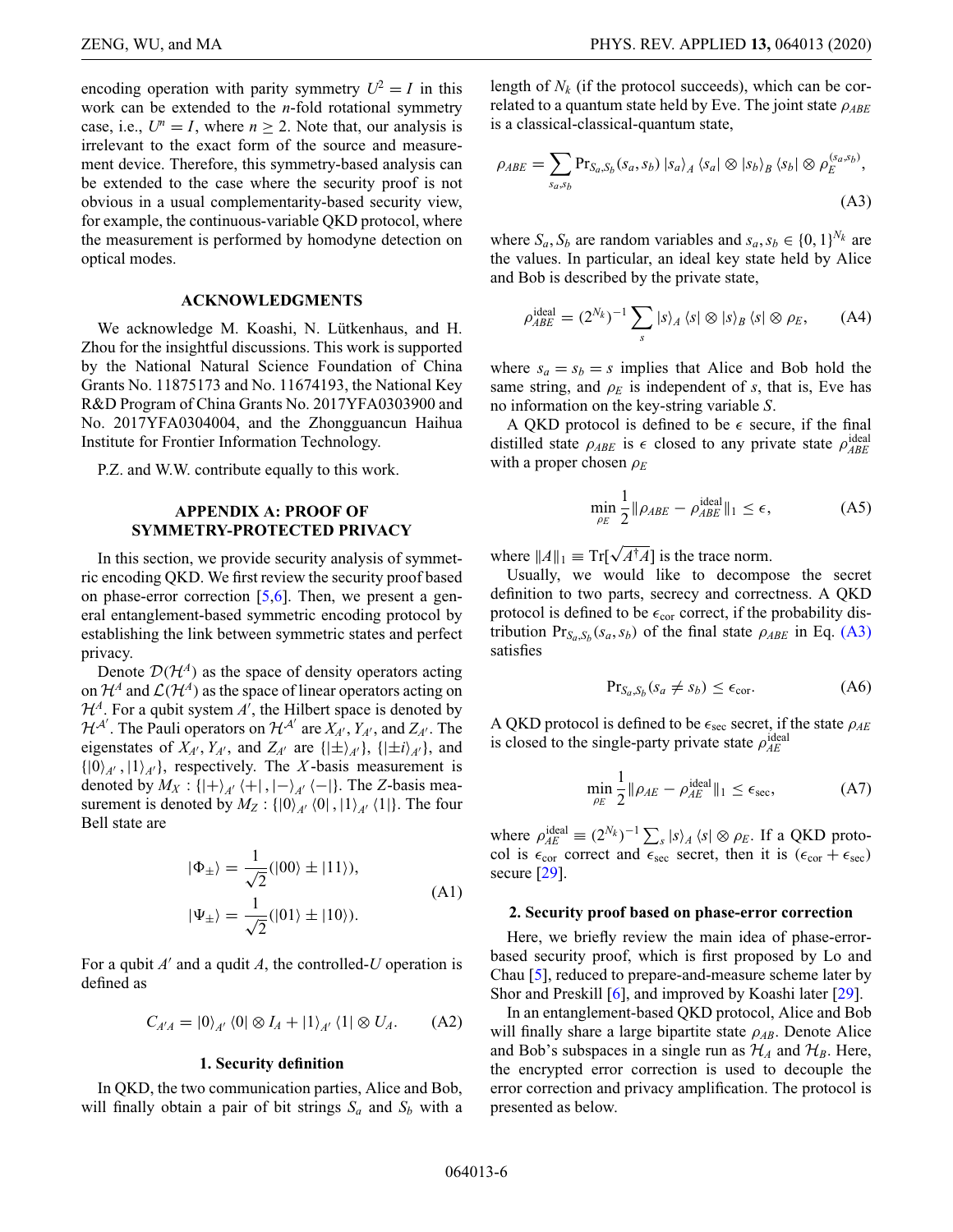encoding operation with parity symmetry $U^2 = I$ in this work can be extended to the $n$-fold rotational symmetry case, i.e., $U^n = I$, where $n \geq 2$. Note that, our analysis is irrelevant to the exact form of the source and measurement device. Therefore, this symmetry-based analysis can be extended to the case where the security proof is not obvious in a usual complementarity-based security view, for example, the continuous-variable QKD protocol, where the measurement is performed by homodyne detection on optical modes.

## ACKNOWLEDGMENTS

We acknowledge M. Koashi, N. Lütkenhaus, and H. Zhou for the insightful discussions. This work is supported by the National Natural Science Foundation of China Grants No. 11875173 and No. 11674193, the National Key R&D Program of China Grants No. 2017YFA0303900 and No. 2017YFA0304004, and the Zhongguancun Haihua Institute for Frontier Information Technology.

P.Z. and W.W. contribute equally to this work.

## APPENDIX A: PROOF OF SYMMETRY-PROTECTED PRIVACY

In this section, we provide security analysis of symmetric encoding QKD. We first review the security proof based on phase-error correction [5,6]. Then, we present a general entanglement-based symmetric encoding protocol by establishing the link between symmetric states and perfect privacy.

Denote $\mathcal{D}(\mathcal{H}^A)$ as the space of density operators acting on $\mathcal{H}^A$ and $\mathcal{L}(\mathcal{H}^A)$ as the space of linear operators acting on $\mathcal{H}^A$. For a qubit system $A'$, the Hilbert space is denoted by $\mathcal{H}^{A'}$. The Pauli operators on $\mathcal{H}^{A'}$ are $X_{A'}$, $Y_{A'}$, and $Z_{A'}$. The eigenstates of $X_{A'}$, $Y_{A'}$, and $Z_{A'}$ are $\{|\pm\rangle_{A'}\}$, $\{|\pm i\rangle_{A'}\}$, and $\{|0\rangle_{A'}, |1\rangle_{A'}\}$, respectively. The $X$-basis measurement is denoted by $M_X : \{|+\rangle_{A'}\langle+|, |-\rangle_{A'}\langle-|\}$. The $Z$-basis measurement is denoted by $M_Z : \{|0\rangle_{A'}\langle 0|, |1\rangle_{A'}\langle 1|\}$. The four Bell state are

$$
\begin{aligned}
|\Phi_\pm\rangle &= \frac{1}{\sqrt{2}}(|00\rangle \pm |11\rangle), \\
|\Psi_\pm\rangle &= \frac{1}{\sqrt{2}}(|01\rangle \pm |10\rangle).
\end{aligned} \tag{A1}
$$

For a qubit $A'$ and a qudit $A$, the controlled-$U$ operation is defined as

$$
C_{A'A} = |0\rangle_{A'}\langle 0| \otimes I_A + |1\rangle_{A'}\langle 1| \otimes U_A. \tag{A2}
$$

### 1. Security definition

In QKD, the two communication parties, Alice and Bob, will finally obtain a pair of bit strings $S_a$ and $S_b$ with a length of $N_k$ (if the protocol succeeds), which can be correlated to a quantum state held by Eve. The joint state $\rho_{ABE}$ is a classical-classical-quantum state,

$$
\rho_{ABE} = \sum_{s_a,s_b} \mathrm{Pr}_{S_a,S_b}(s_a,s_b)\, |s_a\rangle_A\langle s_a| \otimes |s_b\rangle_B\langle s_b| \otimes \rho_E^{(s_a,s_b)}, \tag{A3}
$$

where $S_a, S_b$ are random variables and $s_a, s_b \in \{0,1\}^{N_k}$ are the values. In particular, an ideal key state held by Alice and Bob is described by the private state,

$$
\rho_{ABE}^{\mathrm{ideal}} = (2^{N_k})^{-1} \sum_s |s\rangle_A\langle s| \otimes |s\rangle_B\langle s| \otimes \rho_E, \tag{A4}
$$

where $s_a = s_b = s$ implies that Alice and Bob hold the same string, and $\rho_E$ is independent of $s$, that is, Eve has no information on the key-string variable $S$.

A QKD protocol is defined to be $\epsilon$ secure, if the final distilled state $\rho_{ABE}$ is $\epsilon$ closed to any private state $\rho_{ABE}^{\mathrm{ideal}}$ with a proper chosen $\rho_E$

$$
\min_{\rho_E} \frac{1}{2}\|\rho_{ABE} - \rho_{ABE}^{\mathrm{ideal}}\|_1 \leq \epsilon, \tag{A5}
$$

where $\|A\|_1 \equiv \mathrm{Tr}[\sqrt{A^\dagger A}]$ is the trace norm.

Usually, we would like to decompose the secret definition to two parts, secrecy and correctness. A QKD protocol is defined to be $\epsilon_{\mathrm{cor}}$ correct, if the probability distribution $\mathrm{Pr}_{S_a,S_b}(s_a,s_b)$ of the final state $\rho_{ABE}$ in Eq. (A3) satisfies

$$
\mathrm{Pr}_{S_a,S_b}(s_a \neq s_b) \leq \epsilon_{\mathrm{cor}}. \tag{A6}
$$

A QKD protocol is defined to be $\epsilon_{\mathrm{sec}}$ secret, if the state $\rho_{AE}$ is closed to the single-party private state $\rho_{AE}^{\mathrm{ideal}}$

$$
\min_{\rho_E} \frac{1}{2}\|\rho_{AE} - \rho_{AE}^{\mathrm{ideal}}\|_1 \leq \epsilon_{\mathrm{sec}}, \tag{A7}
$$

where $\rho_{AE}^{\mathrm{ideal}} \equiv (2^{N_k})^{-1}\sum_s |s\rangle_A\langle s| \otimes \rho_E$. If a QKD protocol is $\epsilon_{\mathrm{cor}}$ correct and $\epsilon_{\mathrm{sec}}$ secret, then it is $(\epsilon_{\mathrm{cor}} + \epsilon_{\mathrm{sec}})$ secure [29].

### 2. Security proof based on phase-error correction

Here, we briefly review the main idea of phase-error-based security proof, which is first proposed by Lo and Chau [5], reduced to prepare-and-measure scheme later by Shor and Preskill [6], and improved by Koashi later [29].

In an entanglement-based QKD protocol, Alice and Bob will finally share a large bipartite state $\rho_{AB}$. Denote Alice and Bob's subspaces in a single run as $\mathcal{H}_A$ and $\mathcal{H}_B$. Here, the encrypted error correction is used to decouple the error correction and privacy amplification. The protocol is presented as below.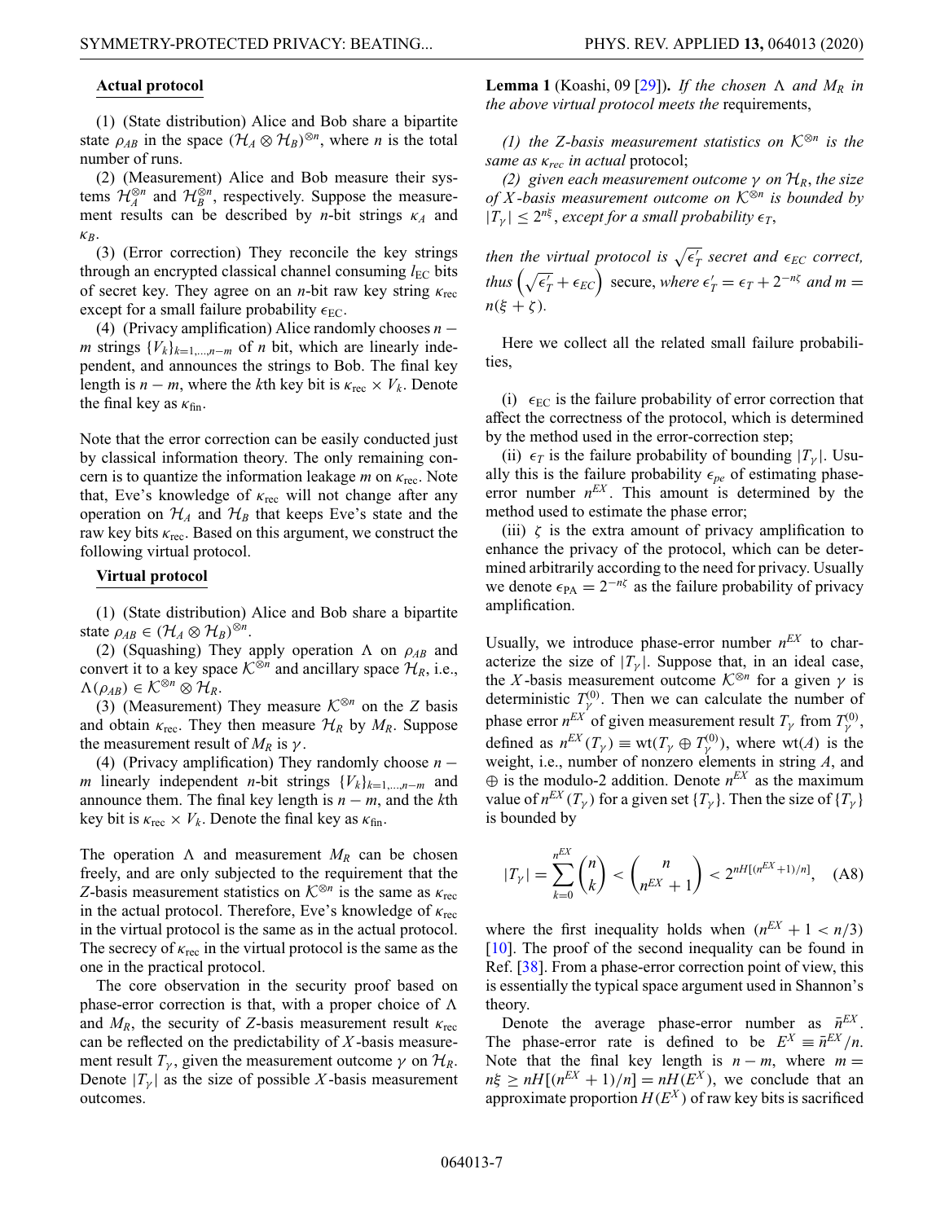**Actual protocol**

(1) (State distribution) Alice and Bob share a bipartite state $\rho_{AB}$ in the space $(\mathcal{H}_A \otimes \mathcal{H}_B)^{\otimes n}$, where $n$ is the total number of runs.

(2) (Measurement) Alice and Bob measure their systems $\mathcal{H}_A^{\otimes n}$ and $\mathcal{H}_B^{\otimes n}$, respectively. Suppose the measurement results can be described by $n$-bit strings $\kappa_A$ and $\kappa_B$.

(3) (Error correction) They reconcile the key strings through an encrypted classical channel consuming $l_{\rm EC}$ bits of secret key. They agree on an $n$-bit raw key string $\kappa_{\rm rec}$ except for a small failure probability $\epsilon_{\rm EC}$.

(4) (Privacy amplification) Alice randomly chooses $n - m$ strings $\{V_k\}_{k=1,\ldots,n-m}$ of $n$ bit, which are linearly independent, and announces the strings to Bob. The final key length is $n - m$, where the $k$th key bit is $\kappa_{\rm rec} \times V_k$. Denote the final key as $\kappa_{\rm fin}$.

Note that the error correction can be easily conducted just by classical information theory. The only remaining concern is to quantize the information leakage $m$ on $\kappa_{\rm rec}$. Note that, Eve's knowledge of $\kappa_{\rm rec}$ will not change after any operation on $\mathcal{H}_A$ and $\mathcal{H}_B$ that keeps Eve's state and the raw key bits $\kappa_{\rm rec}$. Based on this argument, we construct the following virtual protocol.

**Virtual protocol**

(1) (State distribution) Alice and Bob share a bipartite state $\rho_{AB} \in (\mathcal{H}_A \otimes \mathcal{H}_B)^{\otimes n}$.

(2) (Squashing) They apply operation $\Lambda$ on $\rho_{AB}$ and convert it to a key space $\mathcal{K}^{\otimes n}$ and ancillary space $\mathcal{H}_R$, i.e., $\Lambda(\rho_{AB}) \in \mathcal{K}^{\otimes n} \otimes \mathcal{H}_R$.

(3) (Measurement) They measure $\mathcal{K}^{\otimes n}$ on the $Z$ basis and obtain $\kappa_{\rm rec}$. They then measure $\mathcal{H}_R$ by $M_R$. Suppose the measurement result of $M_R$ is $\gamma$.

(4) (Privacy amplification) They randomly choose $n - m$ linearly independent $n$-bit strings $\{V_k\}_{k=1,\ldots,n-m}$ and announce them. The final key length is $n - m$, and the $k$th key bit is $\kappa_{\rm rec} \times V_k$. Denote the final key as $\kappa_{\rm fin}$.

The operation $\Lambda$ and measurement $M_R$ can be chosen freely, and are only subjected to the requirement that the $Z$-basis measurement statistics on $\mathcal{K}^{\otimes n}$ is the same as $\kappa_{\rm rec}$ in the actual protocol. Therefore, Eve's knowledge of $\kappa_{\rm rec}$ in the virtual protocol is the same as in the actual protocol. The secrecy of $\kappa_{\rm rec}$ in the virtual protocol is the same as the one in the practical protocol.

The core observation in the security proof based on phase-error correction is that, with a proper choice of $\Lambda$ and $M_R$, the security of $Z$-basis measurement result $\kappa_{\rm rec}$ can be reflected on the predictability of $X$-basis measurement result $T_\gamma$, given the measurement outcome $\gamma$ on $\mathcal{H}_R$. Denote $|T_\gamma|$ as the size of possible $X$-basis measurement outcomes.

**Lemma 1** (Koashi, 09 [29]). *If the chosen $\Lambda$ and $M_R$ in the above virtual protocol meets the* requirements,

*(1) the $Z$-basis measurement statistics on $\mathcal{K}^{\otimes n}$ is the same as $\kappa_{rec}$ in actual* protocol;

*(2) given each measurement outcome $\gamma$ on $\mathcal{H}_R$, the size of $X$-basis measurement outcome on $\mathcal{K}^{\otimes n}$ is bounded by $|T_\gamma| \le 2^{n\xi}$, except for a small probability $\epsilon_T$,*

*then the virtual protocol is $\sqrt{\epsilon_T'}$ secret and $\epsilon_{EC}$ correct, thus $\left(\sqrt{\epsilon_T'} + \epsilon_{EC}\right)$* secure, *where $\epsilon_T' = \epsilon_T + 2^{-n\zeta}$ and $m = n(\xi + \zeta)$.*

Here we collect all the related small failure probabilities,

(i) $\epsilon_{\rm EC}$ is the failure probability of error correction that affect the correctness of the protocol, which is determined by the method used in the error-correction step;

(ii) $\epsilon_T$ is the failure probability of bounding $|T_\gamma|$. Usually this is the failure probability $\epsilon_{pe}$ of estimating phase-error number $n^{EX}$. This amount is determined by the method used to estimate the phase error;

(iii) $\zeta$ is the extra amount of privacy amplification to enhance the privacy of the protocol, which can be determined arbitrarily according to the need for privacy. Usually we denote $\epsilon_{\rm PA} = 2^{-n\zeta}$ as the failure probability of privacy amplification.

Usually, we introduce phase-error number $n^{EX}$ to characterize the size of $|T_\gamma|$. Suppose that, in an ideal case, the $X$-basis measurement outcome $\mathcal{K}^{\otimes n}$ for a given $\gamma$ is deterministic $T_\gamma^{(0)}$. Then we can calculate the number of phase error $n^{EX}$ of given measurement result $T_\gamma$ from $T_\gamma^{(0)}$, defined as $n^{EX}(T_\gamma) \equiv {\rm wt}(T_\gamma \oplus T_\gamma^{(0)})$, where ${\rm wt}(A)$ is the weight, i.e., number of nonzero elements in string $A$, and $\oplus$ is the modulo-2 addition. Denote $n^{EX}$ as the maximum value of $n^{EX}(T_\gamma)$ for a given set $\{T_\gamma\}$. Then the size of $\{T_\gamma\}$ is bounded by

$$|T_\gamma| = \sum_{k=0}^{n^{EX}} \binom{n}{k} < \binom{n}{n^{EX}+1} < 2^{nH[(n^{EX}+1)/n]}, \quad \text{(A8)}$$

where the first inequality holds when $(n^{EX} + 1 < n/3)$ [10]. The proof of the second inequality can be found in Ref. [38]. From a phase-error correction point of view, this is essentially the typical space argument used in Shannon's theory.

Denote the average phase-error number as $\bar{n}^{EX}$. The phase-error rate is defined to be $E^X \equiv \bar{n}^{EX}/n$. Note that the final key length is $n - m$, where $m = n\xi \ge nH[(n^{EX}+1)/n] = nH(E^X)$, we conclude that an approximate proportion $H(E^X)$ of raw key bits is sacrificed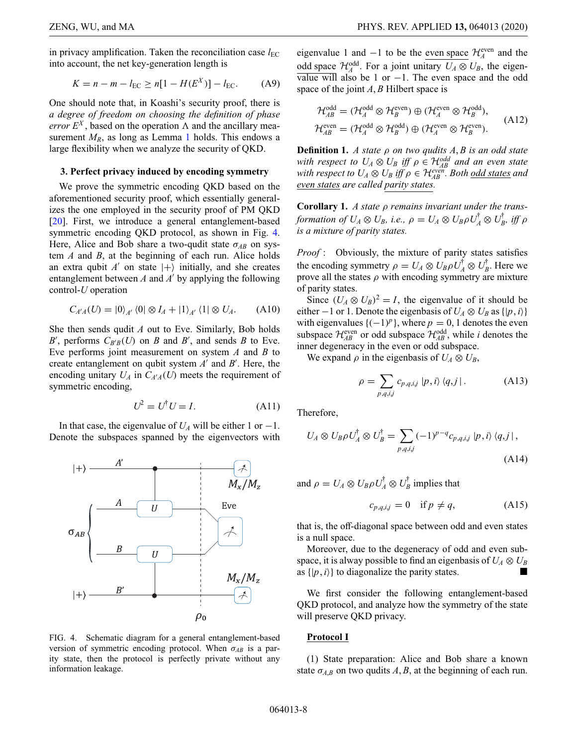in privacy amplification. Taken the reconciliation case $l_{\rm EC}$ into account, the net key-generation length is

$$K = n - m - l_{\rm EC} \geq n[1 - H(E^X)] - l_{\rm EC}. \tag{A9}$$

One should note that, in Koashi's security proof, there is *a degree of freedom on choosing the definition of phase error* $E^X$, based on the operation $\Lambda$ and the ancillary measurement $M_R$, as long as Lemma 1 holds. This endows a large flexibility when we analyze the security of QKD.

### 3. Perfect privacy induced by encoding symmetry

We prove the symmetric encoding QKD based on the aforementioned security proof, which essentially generalizes the one employed in the security proof of PM QKD [20]. First, we introduce a general entanglement-based symmetric encoding QKD protocol, as shown in Fig. 4. Here, Alice and Bob share a two-qudit state $\sigma_{AB}$ on system $A$ and $B$, at the beginning of each run. Alice holds an extra qubit $A'$ on state $|+\rangle$ initially, and she creates entanglement between $A$ and $A'$ by applying the following control-$U$ operation

$$C_{A'A}(U) = |0\rangle_{A'}\langle 0| \otimes I_A + |1\rangle_{A'}\langle 1| \otimes U_A. \tag{A10}$$

She then sends qudit $A$ out to Eve. Similarly, Bob holds $B'$, performs $C_{B'B}(U)$ on $B$ and $B'$, and sends $B$ to Eve. Eve performs joint measurement on system $A$ and $B$ to create entanglement on qubit system $A'$ and $B'$. Here, the encoding unitary $U_A$ in $C_{A'A}(U)$ meets the requirement of symmetric encoding,

$$U^2 = U^\dagger U = I. \tag{A11}$$

In that case, the eigenvalue of $U_A$ will be either 1 or $-1$. Denote the subspaces spanned by the eigenvectors with eigenvalue 1 and $-1$ to be the <u>even space</u> $\mathcal{H}_A^{\rm even}$ and the <u>odd space</u> $\mathcal{H}_A^{\rm odd}$. For a joint unitary $U_A \otimes U_B$, the eigenvalue will also be 1 or $-1$. The even space and the odd space of the joint $A, B$ Hilbert space is

$$\begin{aligned}
\mathcal{H}_{AB}^{\rm odd} &= (\mathcal{H}_A^{\rm odd} \otimes \mathcal{H}_B^{\rm even}) \oplus (\mathcal{H}_A^{\rm even} \otimes \mathcal{H}_B^{\rm odd}),\\
\mathcal{H}_{AB}^{\rm even} &= (\mathcal{H}_A^{\rm odd} \otimes \mathcal{H}_B^{\rm odd}) \oplus (\mathcal{H}_A^{\rm even} \otimes \mathcal{H}_B^{\rm even}).
\end{aligned} \tag{A12}$$

FIG. 4. Schematic diagram for a general entanglement-based version of symmetric encoding protocol. When $\sigma_{AB}$ is a parity state, then the protocol is perfectly private without any information leakage.

**Definition 1.** *A state $\rho$ on two qudits $A, B$ is an odd state with respect to $U_A \otimes U_B$ iff $\rho \in \mathcal{H}_{AB}^{odd}$ and an even state with respect to $U_A \otimes U_B$ iff $\rho \in \mathcal{H}_{AB}^{even}$. Both <u>odd states</u> and <u>even states</u> are called <u>parity states</u>.*

**Corollary 1.** *A state $\rho$ remains invariant under the transformation of $U_A \otimes U_B$, i.e., $\rho = U_A \otimes U_B \rho U_A^\dagger \otimes U_B^\dagger$, iff $\rho$ is a mixture of parity states.*

*Proof*: Obviously, the mixture of parity states satisfies the encoding symmetry $\rho = U_A \otimes U_B \rho U_A^\dagger \otimes U_B^\dagger$. Here we prove all the states $\rho$ with encoding symmetry are mixture of parity states.

Since $(U_A \otimes U_B)^2 = I$, the eigenvalue of it should be either $-1$ or 1. Denote the eigenbasis of $U_A \otimes U_B$ as $\{|p, i\rangle\}$ with eigenvalues $\{(-1)^p\}$, where $p = 0, 1$ denotes the even subspace $\mathcal{H}_{AB}^{\rm even}$ or odd subspace $\mathcal{H}_{AB}^{\rm odd}$, while $i$ denotes the inner degeneracy in the even or odd subspace.

We expand $\rho$ in the eigenbasis of $U_A \otimes U_B$,

$$\rho = \sum_{p,q,i,j} c_{p,q,i,j} |p, i\rangle\langle q, j|. \tag{A13}$$

Therefore,

$$U_A \otimes U_B \rho U_A^\dagger \otimes U_B^\dagger = \sum_{p,q,i,j} (-1)^{p-q} c_{p,q,i,j} |p, i\rangle\langle q, j|, \tag{A14}$$

and $\rho = U_A \otimes U_B \rho U_A^\dagger \otimes U_B^\dagger$ implies that

$$c_{p,q,i,j} = 0 \quad \text{if } p \neq q, \tag{A15}$$

that is, the off-diagonal space between odd and even states is a null space.

Moreover, due to the degeneracy of odd and even subspace, it is alway possible to find an eigenbasis of $U_A \otimes U_B$ as $\{|p, i\rangle\}$ to diagonalize the parity states. ■

We first consider the following entanglement-based QKD protocol, and analyze how the symmetry of the state will preserve QKD privacy.

**<u>Protocol I</u>**

(1) State preparation: Alice and Bob share a known state $\sigma_{A,B}$ on two qudits $A, B$, at the beginning of each run.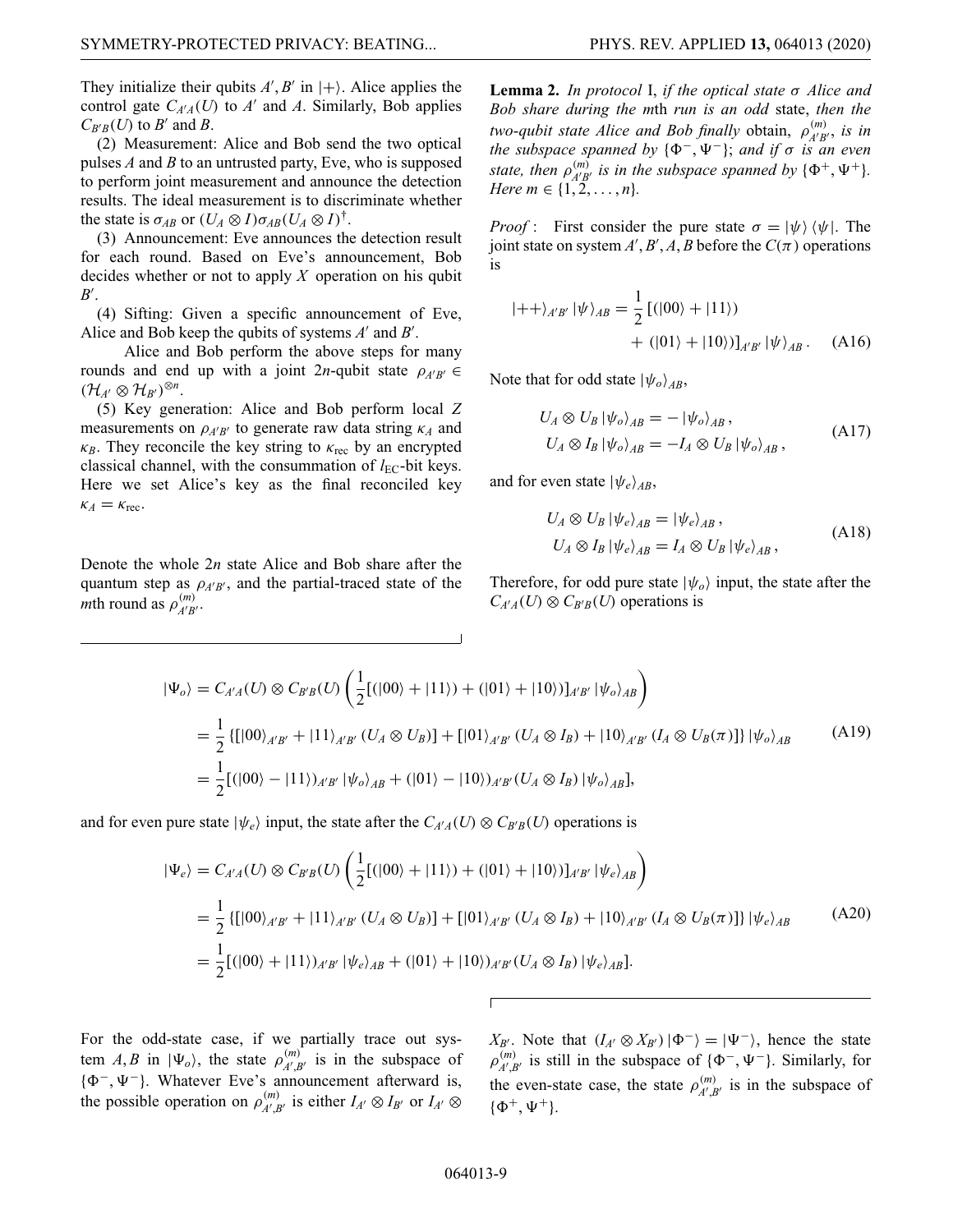They initialize their qubits $A', B'$ in $|+\rangle$. Alice applies the control gate $C_{A'A}(U)$ to $A'$ and $A$. Similarly, Bob applies $C_{B'B}(U)$ to $B'$ and $B$.

(2) Measurement: Alice and Bob send the two optical pulses $A$ and $B$ to an untrusted party, Eve, who is supposed to perform joint measurement and announce the detection results. The ideal measurement is to discriminate whether the state is $\sigma_{AB}$ or $(U_A \otimes I)\sigma_{AB}(U_A \otimes I)^\dagger$.

(3) Announcement: Eve announces the detection result for each round. Based on Eve's announcement, Bob decides whether or not to apply $X$ operation on his qubit $B'$.

(4) Sifting: Given a specific announcement of Eve, Alice and Bob keep the qubits of systems $A'$ and $B'$.

Alice and Bob perform the above steps for many rounds and end up with a joint $2n$-qubit state $\rho_{A'B'} \in (\mathcal{H}_{A'} \otimes \mathcal{H}_{B'})^{\otimes n}$.

(5) Key generation: Alice and Bob perform local $Z$ measurements on $\rho_{A'B'}$ to generate raw data string $\kappa_A$ and $\kappa_B$. They reconcile the key string to $\kappa_{\text{rec}}$ by an encrypted classical channel, with the consummation of $l_{\text{EC}}$-bit keys. Here we set Alice's key as the final reconciled key $\kappa_A = \kappa_{\text{rec}}$.

Denote the whole $2n$ state Alice and Bob share after the quantum step as $\rho_{A'B'}$, and the partial-traced state of the $m$th round as $\rho^{(m)}_{A'B'}$.

**Lemma 2.** *In protocol* I, *if the optical state $\sigma$ Alice and Bob share during the $m$th run is an odd state, then the two-qubit state Alice and Bob finally obtain, $\rho^{(m)}_{A'B'}$, is in the subspace spanned by $\{\Phi^-, \Psi^-\}$; and if $\sigma$ is an even state, then $\rho^{(m)}_{A'B'}$ is in the subspace spanned by $\{\Phi^+, \Psi^+\}$. Here $m \in \{1, 2, \ldots, n\}$.*

*Proof*: First consider the pure state $\sigma = |\psi\rangle\langle\psi|$. The joint state on system $A', B', A, B$ before the $C(\pi)$ operations is

$$|{++}\rangle_{A'B'}|\psi\rangle_{AB} = \frac{1}{2}[(|00\rangle + |11\rangle) + (|01\rangle + |10\rangle)]_{A'B'}|\psi\rangle_{AB}. \quad \text{(A16)}$$

Note that for odd state $|\psi_o\rangle_{AB}$,

$$\begin{aligned} U_A \otimes U_B |\psi_o\rangle_{AB} &= -|\psi_o\rangle_{AB}, \\ U_A \otimes I_B |\psi_o\rangle_{AB} &= -I_A \otimes U_B |\psi_o\rangle_{AB}, \end{aligned} \quad \text{(A17)}$$

and for even state $|\psi_e\rangle_{AB}$,

$$\begin{aligned} U_A \otimes U_B |\psi_e\rangle_{AB} &= |\psi_e\rangle_{AB}, \\ U_A \otimes I_B |\psi_e\rangle_{AB} &= I_A \otimes U_B |\psi_e\rangle_{AB}, \end{aligned} \quad \text{(A18)}$$

Therefore, for odd pure state $|\psi_o\rangle$ input, the state after the $C_{A'A}(U) \otimes C_{B'B}(U)$ operations is

$$\begin{aligned} |\Psi_o\rangle &= C_{A'A}(U) \otimes C_{B'B}(U)\left(\frac{1}{2}[(|00\rangle + |11\rangle) + (|01\rangle + |10\rangle)]_{A'B'}|\psi_o\rangle_{AB}\right) \\ &= \frac{1}{2}\{[|00\rangle_{A'B'} + |11\rangle_{A'B'}(U_A \otimes U_B)] + [|01\rangle_{A'B'}(U_A \otimes I_B) + |10\rangle_{A'B'}(I_A \otimes U_B(\pi)]\}|\psi_o\rangle_{AB} \\ &= \frac{1}{2}[(|00\rangle - |11\rangle)_{A'B'}|\psi_o\rangle_{AB} + (|01\rangle - |10\rangle)_{A'B'}(U_A \otimes I_B)|\psi_o\rangle_{AB}], \end{aligned} \quad \text{(A19)}$$

and for even pure state $|\psi_e\rangle$ input, the state after the $C_{A'A}(U) \otimes C_{B'B}(U)$ operations is

$$\begin{aligned} |\Psi_e\rangle &= C_{A'A}(U) \otimes C_{B'B}(U)\left(\frac{1}{2}[(|00\rangle + |11\rangle) + (|01\rangle + |10\rangle)]_{A'B'}|\psi_e\rangle_{AB}\right) \\ &= \frac{1}{2}\{[|00\rangle_{A'B'} + |11\rangle_{A'B'}(U_A \otimes U_B)] + [|01\rangle_{A'B'}(U_A \otimes I_B) + |10\rangle_{A'B'}(I_A \otimes U_B(\pi)]\}|\psi_e\rangle_{AB} \\ &= \frac{1}{2}[(|00\rangle + |11\rangle)_{A'B'}|\psi_e\rangle_{AB} + (|01\rangle + |10\rangle)_{A'B'}(U_A \otimes I_B)|\psi_e\rangle_{AB}]. \end{aligned} \quad \text{(A20)}$$

For the odd-state case, if we partially trace out system $A, B$ in $|\Psi_o\rangle$, the state $\rho^{(m)}_{A',B'}$ is in the subspace of $\{\Phi^-, \Psi^-\}$. Whatever Eve's announcement afterward is, the possible operation on $\rho^{(m)}_{A',B'}$ is either $I_{A'} \otimes I_{B'}$ or $I_{A'} \otimes X_{B'}$. Note that $(I_{A'} \otimes X_{B'})|\Phi^-\rangle = |\Psi^-\rangle$, hence the state $\rho^{(m)}_{A',B'}$ is still in the subspace of $\{\Phi^-, \Psi^-\}$. Similarly, for the even-state case, the state $\rho^{(m)}_{A',B'}$ is in the subspace of $\{\Phi^+, \Psi^+\}$.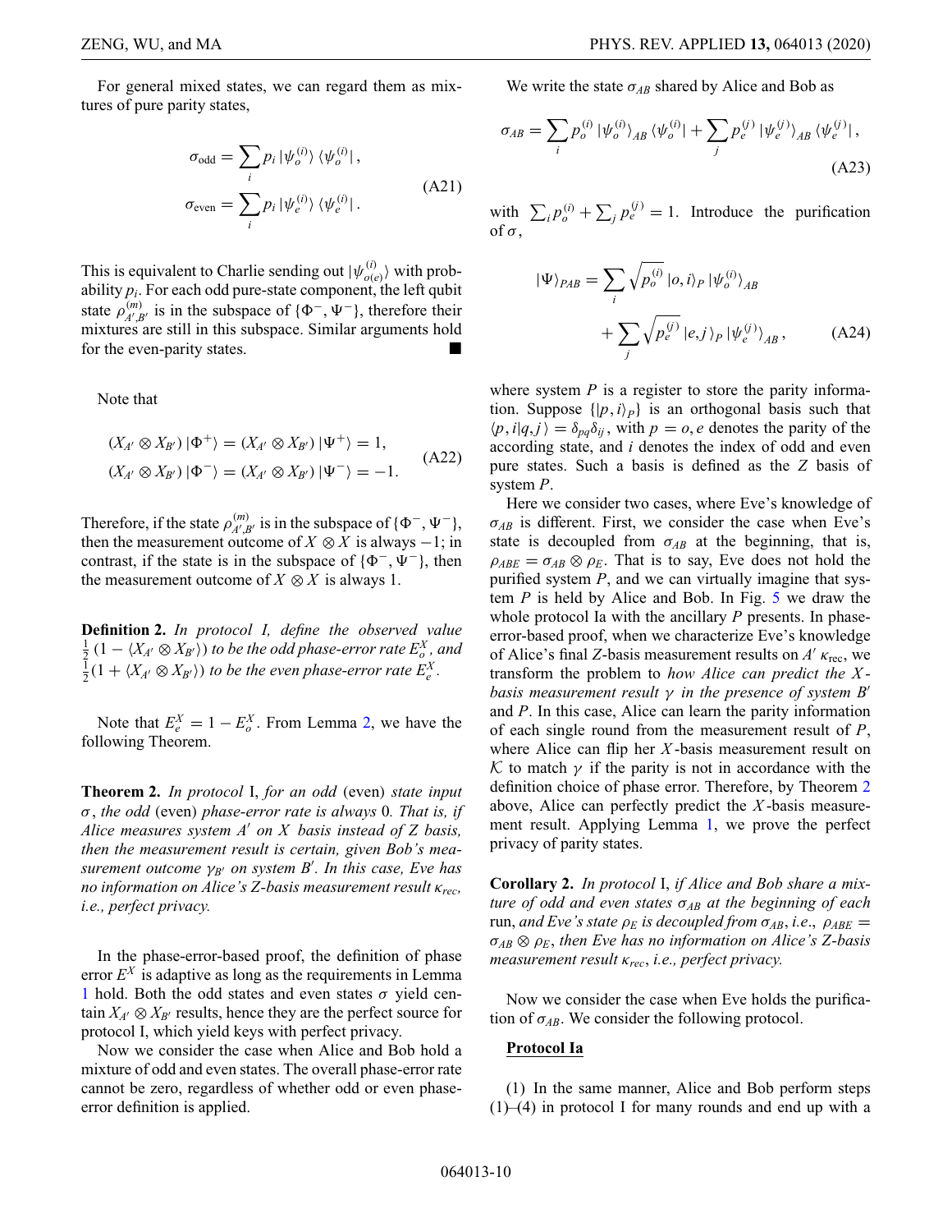For general mixed states, we can regard them as mixtures of pure parity states,

$$\sigma_{\text{odd}} = \sum_i p_i |\psi_o^{(i)}\rangle\langle\psi_o^{(i)}|,$$
$$\sigma_{\text{even}} = \sum_i p_i |\psi_e^{(i)}\rangle\langle\psi_e^{(i)}|. \tag{A21}$$

This is equivalent to Charlie sending out $|\psi_{o(e)}^{(i)}\rangle$ with probability $p_i$. For each odd pure-state component, the left qubit state $\rho_{A',B'}^{(m)}$ is in the subspace of $\{\Phi^-, \Psi^-\}$, therefore their mixtures are still in this subspace. Similar arguments hold for the even-parity states. ■

Note that

$$(X_{A'} \otimes X_{B'})|\Phi^+\rangle = (X_{A'} \otimes X_{B'})|\Psi^+\rangle = 1,$$
$$(X_{A'} \otimes X_{B'})|\Phi^-\rangle = (X_{A'} \otimes X_{B'})|\Psi^-\rangle = -1. \tag{A22}$$

Therefore, if the state $\rho_{A',B'}^{(m)}$ is in the subspace of $\{\Phi^-, \Psi^-\}$, then the measurement outcome of $X \otimes X$ is always $-1$; in contrast, if the state is in the subspace of $\{\Phi^-, \Psi^-\}$, then the measurement outcome of $X \otimes X$ is always 1.

**Definition 2.** *In protocol I, define the observed value* $\frac{1}{2}(1 - \langle X_{A'} \otimes X_{B'}\rangle)$ *to be the odd phase-error rate* $E_o^X$*, and* $\frac{1}{2}(1 + \langle X_{A'} \otimes X_{B'}\rangle)$ *to be the even phase-error rate* $E_e^X$*.*

Note that $E_e^X = 1 - E_o^X$. From Lemma 2, we have the following Theorem.

**Theorem 2.** *In protocol* I, *for an odd* (even) *state input* $\sigma$, *the odd* (even) *phase-error rate is always* 0*. That is, if Alice measures system* $A'$ *on* $X$ *basis instead of* $Z$ *basis, then the measurement result is certain, given Bob's measurement outcome* $\gamma_{B'}$ *on system* $B'$*. In this case, Eve has no information on Alice's* $Z$*-basis measurement result* $\kappa_{rec}$*, i.e., perfect privacy.*

In the phase-error-based proof, the definition of phase error $E^X$ is adaptive as long as the requirements in Lemma 1 hold. Both the odd states and even states $\sigma$ yield certain $X_{A'} \otimes X_{B'}$ results, hence they are the perfect source for protocol I, which yield keys with perfect privacy.

Now we consider the case when Alice and Bob hold a mixture of odd and even states. The overall phase-error rate cannot be zero, regardless of whether odd or even phase-error definition is applied.

We write the state $\sigma_{AB}$ shared by Alice and Bob as

$$\sigma_{AB} = \sum_i p_o^{(i)} |\psi_o^{(i)}\rangle_{AB}\langle\psi_o^{(i)}| + \sum_j p_e^{(j)} |\psi_e^{(j)}\rangle_{AB}\langle\psi_e^{(j)}|, \tag{A23}$$

with $\sum_i p_o^{(i)} + \sum_j p_e^{(j)} = 1$. Introduce the purification of $\sigma$,

$$|\Psi\rangle_{PAB} = \sum_i \sqrt{p_o^{(i)}} |o,i\rangle_P |\psi_o^{(i)}\rangle_{AB} + \sum_j \sqrt{p_e^{(j)}} |e,j\rangle_P |\psi_e^{(j)}\rangle_{AB}, \tag{A24}$$

where system $P$ is a register to store the parity information. Suppose $\{|p,i\rangle_P\}$ is an orthogonal basis such that $\langle p,i|q,j\rangle = \delta_{pq}\delta_{ij}$, with $p = o, e$ denotes the parity of the according state, and $i$ denotes the index of odd and even pure states. Such a basis is defined as the $Z$ basis of system $P$.

Here we consider two cases, where Eve's knowledge of $\sigma_{AB}$ is different. First, we consider the case when Eve's state is decoupled from $\sigma_{AB}$ at the beginning, that is, $\rho_{ABE} = \sigma_{AB} \otimes \rho_E$. That is to say, Eve does not hold the purified system $P$, and we can virtually imagine that system $P$ is held by Alice and Bob. In Fig. 5 we draw the whole protocol Ia with the ancillary $P$ presents. In phase-error-based proof, when we characterize Eve's knowledge of Alice's final $Z$-basis measurement results on $A'$ $\kappa_{\text{rec}}$, we transform the problem to *how Alice can predict the* $X$*-basis measurement result* $\gamma$ *in the presence of system* $B'$ and $P$. In this case, Alice can learn the parity information of each single round from the measurement result of $P$, where Alice can flip her $X$-basis measurement result on $\mathcal{K}$ to match $\gamma$ if the parity is not in accordance with the definition choice of phase error. Therefore, by Theorem 2 above, Alice can perfectly predict the $X$-basis measurement result. Applying Lemma 1, we prove the perfect privacy of parity states.

**Corollary 2.** *In protocol* I, *if Alice and Bob share a mixture of odd and even states* $\sigma_{AB}$ *at the beginning of each run, and Eve's state* $\rho_E$ *is decoupled from* $\sigma_{AB}$*, i.e.,* $\rho_{ABE} = \sigma_{AB} \otimes \rho_E$*, then Eve has no information on Alice's* $Z$*-basis measurement result* $\kappa_{rec}$*, i.e., perfect privacy.*

Now we consider the case when Eve holds the purification of $\sigma_{AB}$. We consider the following protocol.

**Protocol Ia**

(1) In the same manner, Alice and Bob perform steps (1)–(4) in protocol I for many rounds and end up with a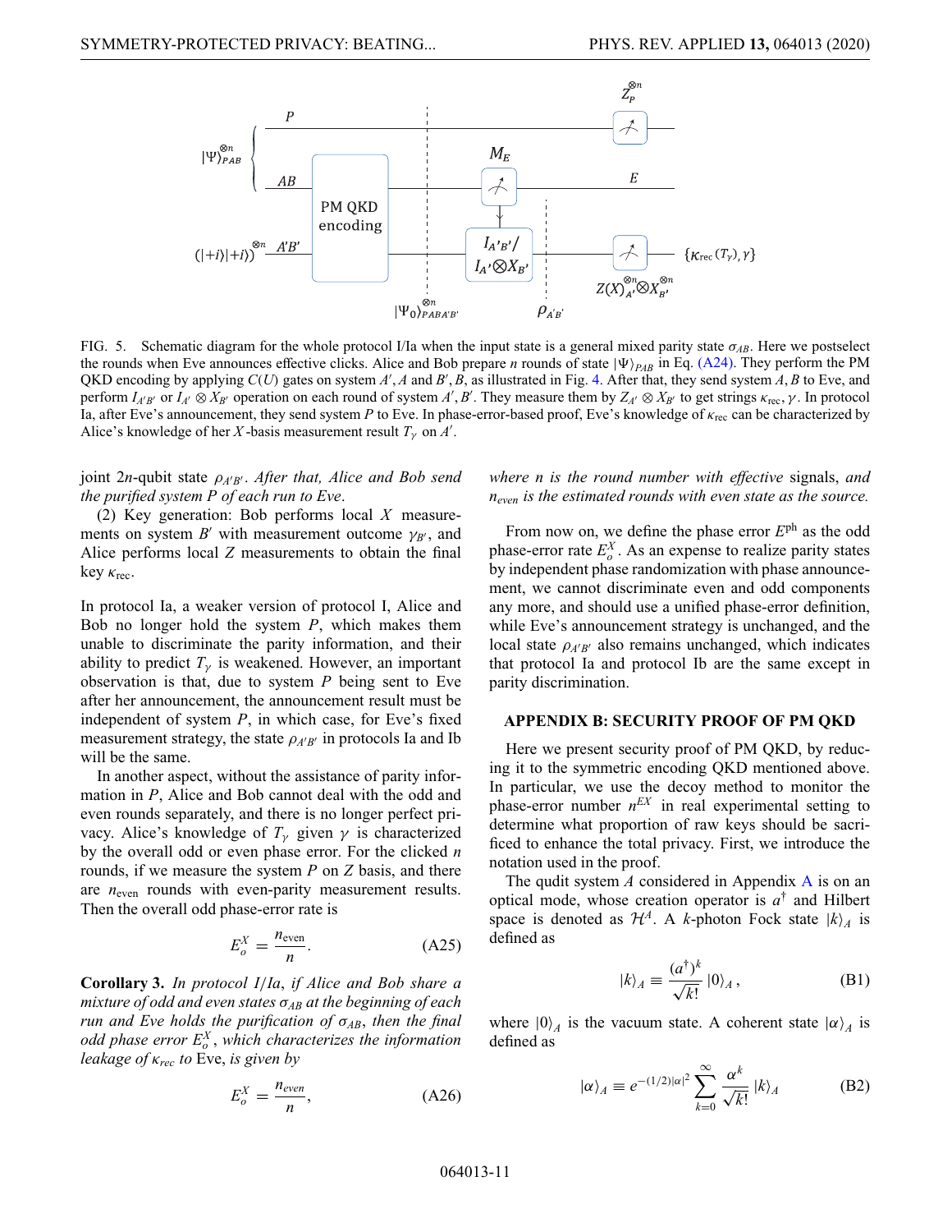FIG. 5. Schematic diagram for the whole protocol I/Ia when the input state is a general mixed parity state $\sigma_{AB}$. Here we postselect the rounds when Eve announces effective clicks. Alice and Bob prepare $n$ rounds of state $|\Psi\rangle_{PAB}$ in Eq. (A24). They perform the PM QKD encoding by applying $C(U)$ gates on system $A', A$ and $B', B$, as illustrated in Fig. 4. After that, they send system $A, B$ to Eve, and perform $I_{A'B'}$ or $I_{A'} \otimes X_{B'}$ operation on each round of system $A', B'$. They measure them by $Z_{A'} \otimes X_{B'}$ to get strings $\kappa_{\rm rec}, \gamma$. In protocol Ia, after Eve's announcement, they send system $P$ to Eve. In phase-error-based proof, Eve's knowledge of $\kappa_{\rm rec}$ can be characterized by Alice's knowledge of her $X$-basis measurement result $T_\gamma$ on $A'$.

joint $2n$-qubit state $\rho_{A'B'}$. *After that, Alice and Bob send the purified system P of each run to Eve*.

(2) Key generation: Bob performs local $X$ measurements on system $B'$ with measurement outcome $\gamma_{B'}$, and Alice performs local $Z$ measurements to obtain the final key $\kappa_{\rm rec}$.

In protocol Ia, a weaker version of protocol I, Alice and Bob no longer hold the system $P$, which makes them unable to discriminate the parity information, and their ability to predict $T_\gamma$ is weakened. However, an important observation is that, due to system $P$ being sent to Eve after her announcement, the announcement result must be independent of system $P$, in which case, for Eve's fixed measurement strategy, the state $\rho_{A'B'}$ in protocols Ia and Ib will be the same.

In another aspect, without the assistance of parity information in $P$, Alice and Bob cannot deal with the odd and even rounds separately, and there is no longer perfect privacy. Alice's knowledge of $T_\gamma$ given $\gamma$ is characterized by the overall odd or even phase error. For the clicked $n$ rounds, if we measure the system $P$ on $Z$ basis, and there are $n_{\rm even}$ rounds with even-parity measurement results. Then the overall odd phase-error rate is

$$E_o^X = \frac{n_{\rm even}}{n}. \tag{A25}$$

**Corollary 3.** *In protocol I/Ia, if Alice and Bob share a mixture of odd and even states $\sigma_{AB}$ at the beginning of each run and Eve holds the purification of $\sigma_{AB}$, then the final odd phase error $E_o^X$, which characterizes the information leakage of $\kappa_{rec}$ to* Eve, *is given by*

$$E_o^X = \frac{n_{even}}{n}, \tag{A26}$$

*where n is the round number with effective* signals, *and $n_{even}$ is the estimated rounds with even state as the source.*

From now on, we define the phase error $E^{\rm ph}$ as the odd phase-error rate $E_o^X$. As an expense to realize parity states by independent phase randomization with phase announcement, we cannot discriminate even and odd components any more, and should use a unified phase-error definition, while Eve's announcement strategy is unchanged, and the local state $\rho_{A'B'}$ also remains unchanged, which indicates that protocol Ia and protocol Ib are the same except in parity discrimination.

## APPENDIX B: SECURITY PROOF OF PM QKD

Here we present security proof of PM QKD, by reducing it to the symmetric encoding QKD mentioned above. In particular, we use the decoy method to monitor the phase-error number $n^{EX}$ in real experimental setting to determine what proportion of raw keys should be sacrificed to enhance the total privacy. First, we introduce the notation used in the proof.

The qudit system $A$ considered in Appendix A is on an optical mode, whose creation operator is $a^\dagger$ and Hilbert space is denoted as $\mathcal{H}^A$. A $k$-photon Fock state $|k\rangle_A$ is defined as

$$|k\rangle_A \equiv \frac{(a^\dagger)^k}{\sqrt{k!}}|0\rangle_A, \tag{B1}$$

where $|0\rangle_A$ is the vacuum state. A coherent state $|\alpha\rangle_A$ is defined as

$$|\alpha\rangle_A \equiv e^{-(1/2)|\alpha|^2}\sum_{k=0}^{\infty}\frac{\alpha^k}{\sqrt{k!}}|k\rangle_A \tag{B2}$$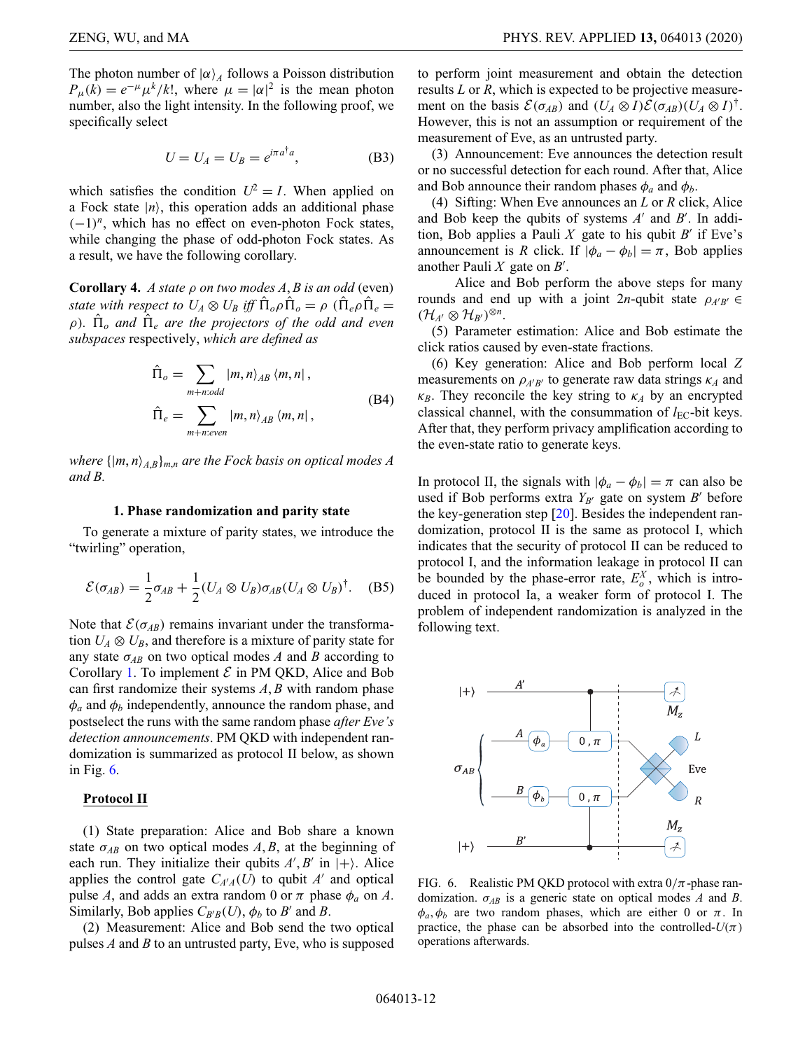The photon number of $|\alpha\rangle_A$ follows a Poisson distribution $P_\mu(k) = e^{-\mu}\mu^k/k!$, where $\mu = |\alpha|^2$ is the mean photon number, also the light intensity. In the following proof, we specifically select

$$U = U_A = U_B = e^{i\pi a^\dagger a}, \tag{B3}$$

which satisfies the condition $U^2 = I$. When applied on a Fock state $|n\rangle$, this operation adds an additional phase $(-1)^n$, which has no effect on even-photon Fock states, while changing the phase of odd-photon Fock states. As a result, we have the following corollary.

**Corollary 4.** *A state $\rho$ on two modes $A, B$ is an odd* (even) *state with respect to $U_A \otimes U_B$ iff $\hat{\Pi}_o \rho \hat{\Pi}_o = \rho$ ($\hat{\Pi}_e \rho \hat{\Pi}_e = \rho$). $\hat{\Pi}_o$ and $\hat{\Pi}_e$ are the projectors of the odd and even subspaces* respectively, *which are defined as*

$$\hat{\Pi}_o = \sum_{m+n:odd} |m,n\rangle_{AB} \langle m,n|\,,$$
$$\hat{\Pi}_e = \sum_{m+n:even} |m,n\rangle_{AB} \langle m,n|\,, \tag{B4}$$

*where $\{|m,n\rangle_{A,B}\}_{m,n}$ are the Fock basis on optical modes $A$ and $B$.*

### 1. Phase randomization and parity state

To generate a mixture of parity states, we introduce the "twirling" operation,

$$\mathcal{E}(\sigma_{AB}) = \frac{1}{2}\sigma_{AB} + \frac{1}{2}(U_A \otimes U_B)\sigma_{AB}(U_A \otimes U_B)^\dagger. \tag{B5}$$

Note that $\mathcal{E}(\sigma_{AB})$ remains invariant under the transformation $U_A \otimes U_B$, and therefore is a mixture of parity state for any state $\sigma_{AB}$ on two optical modes $A$ and $B$ according to Corollary 1. To implement $\mathcal{E}$ in PM QKD, Alice and Bob can first randomize their systems $A, B$ with random phase $\phi_a$ and $\phi_b$ independently, announce the random phase, and postselect the runs with the same random phase *after Eve's detection announcements*. PM QKD with independent randomization is summarized as protocol II below, as shown in Fig. 6.

**Protocol II**

(1) State preparation: Alice and Bob share a known state $\sigma_{AB}$ on two optical modes $A, B$, at the beginning of each run. They initialize their qubits $A', B'$ in $|+\rangle$. Alice applies the control gate $C_{A'A}(U)$ to qubit $A'$ and optical pulse $A$, and adds an extra random 0 or $\pi$ phase $\phi_a$ on $A$. Similarly, Bob applies $C_{B'B}(U)$, $\phi_b$ to $B'$ and $B$.

(2) Measurement: Alice and Bob send the two optical pulses $A$ and $B$ to an untrusted party, Eve, who is supposed to perform joint measurement and obtain the detection results $L$ or $R$, which is expected to be projective measurement on the basis $\mathcal{E}(\sigma_{AB})$ and $(U_A \otimes I)\mathcal{E}(\sigma_{AB})(U_A \otimes I)^\dagger$. However, this is not an assumption or requirement of the measurement of Eve, as an untrusted party.

(3) Announcement: Eve announces the detection result or no successful detection for each round. After that, Alice and Bob announce their random phases $\phi_a$ and $\phi_b$.

(4) Sifting: When Eve announces an $L$ or $R$ click, Alice and Bob keep the qubits of systems $A'$ and $B'$. In addition, Bob applies a Pauli $X$ gate to his qubit $B'$ if Eve's announcement is $R$ click. If $|\phi_a - \phi_b| = \pi$, Bob applies another Pauli $X$ gate on $B'$.

Alice and Bob perform the above steps for many rounds and end up with a joint $2n$-qubit state $\rho_{A'B'} \in (\mathcal{H}_{A'} \otimes \mathcal{H}_{B'})^{\otimes n}$.

(5) Parameter estimation: Alice and Bob estimate the click ratios caused by even-state fractions.

(6) Key generation: Alice and Bob perform local $Z$ measurements on $\rho_{A'B'}$ to generate raw data strings $\kappa_A$ and $\kappa_B$. They reconcile the key string to $\kappa_A$ by an encrypted classical channel, with the consummation of $l_{\text{EC}}$-bit keys. After that, they perform privacy amplification according to the even-state ratio to generate keys.

In protocol II, the signals with $|\phi_a - \phi_b| = \pi$ can also be used if Bob performs extra $Y_{B'}$ gate on system $B'$ before the key-generation step [20]. Besides the independent randomization, protocol II is the same as protocol I, which indicates that the security of protocol II can be reduced to protocol I, and the information leakage in protocol II can be bounded by the phase-error rate, $E_o^X$, which is introduced in protocol Ia, a weaker form of protocol I. The problem of independent randomization is analyzed in the following text.

FIG. 6. Realistic PM QKD protocol with extra $0/\pi$-phase randomization. $\sigma_{AB}$ is a generic state on optical modes $A$ and $B$. $\phi_a, \phi_b$ are two random phases, which are either 0 or $\pi$. In practice, the phase can be absorbed into the controlled-$U(\pi)$ operations afterwards.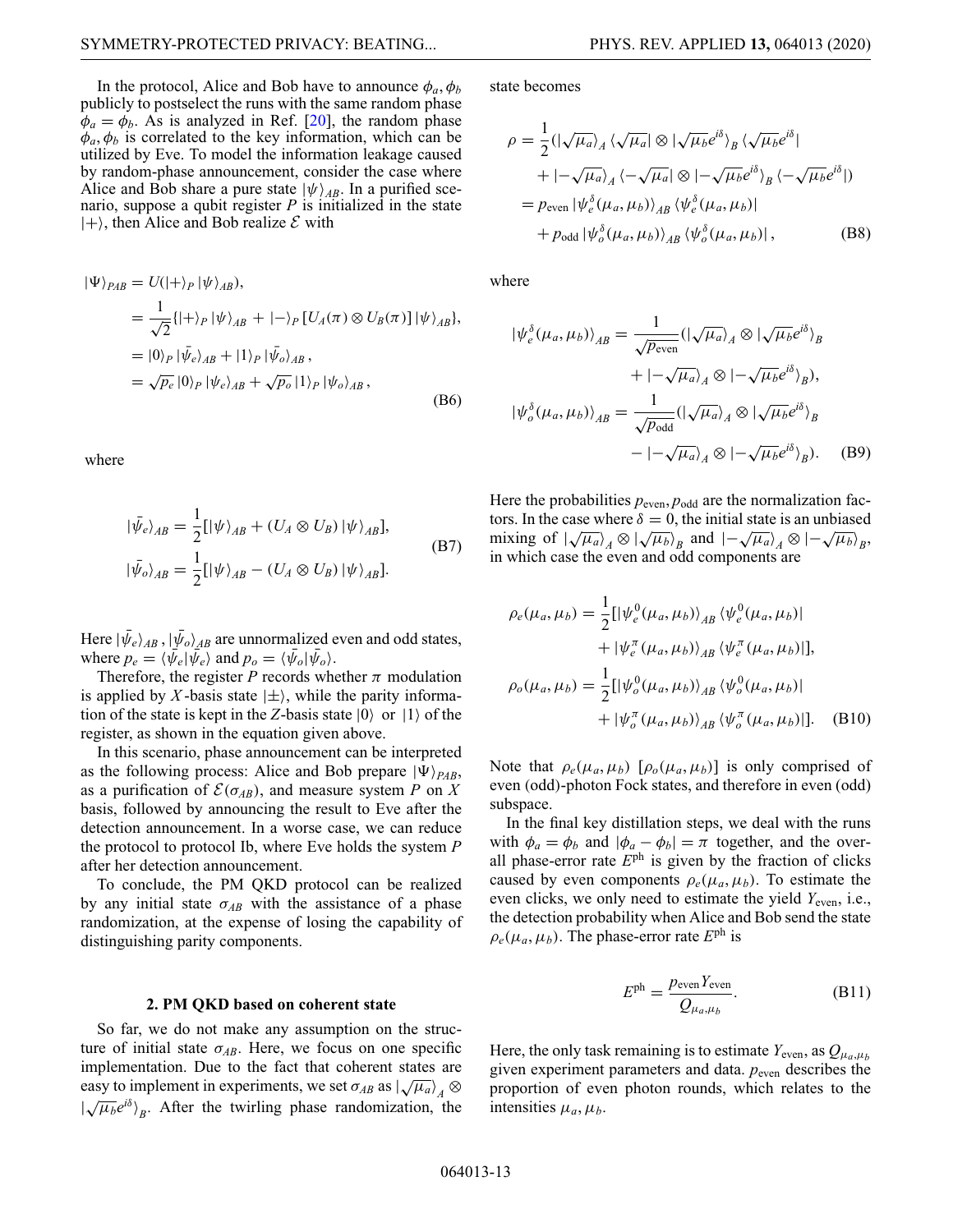In the protocol, Alice and Bob have to announce $\phi_a, \phi_b$ publicly to postselect the runs with the same random phase $\phi_a = \phi_b$. As is analyzed in Ref. [20], the random phase $\phi_a, \phi_b$ is correlated to the key information, which can be utilized by Eve. To model the information leakage caused by random-phase announcement, consider the case where Alice and Bob share a purified state $|\psi\rangle_{AB}$. In a purified scenario, suppose a qubit register $P$ is initialized in the state $|+\rangle$, then Alice and Bob realize $\mathcal{E}$ with

$$
\begin{aligned}
|\Psi\rangle_{PAB} &= U(|+\rangle_P |\psi\rangle_{AB}),\\
&= \frac{1}{\sqrt{2}}\{|+\rangle_P |\psi\rangle_{AB} + |-\rangle_P [U_A(\pi)\otimes U_B(\pi)]|\psi\rangle_{AB}\},\\
&= |0\rangle_P |\bar{\psi}_e\rangle_{AB} + |1\rangle_P |\bar{\psi}_o\rangle_{AB},\\
&= \sqrt{p_e}\,|0\rangle_P |\psi_e\rangle_{AB} + \sqrt{p_o}\,|1\rangle_P |\psi_o\rangle_{AB},
\end{aligned} \tag{B6}
$$

where

$$
\begin{aligned}
|\bar{\psi}_e\rangle_{AB} &= \frac{1}{2}[|\psi\rangle_{AB} + (U_A\otimes U_B)|\psi\rangle_{AB}],\\
|\bar{\psi}_o\rangle_{AB} &= \frac{1}{2}[|\psi\rangle_{AB} - (U_A\otimes U_B)|\psi\rangle_{AB}].
\end{aligned} \tag{B7}
$$

Here $|\bar{\psi}_e\rangle_{AB}, |\bar{\psi}_o\rangle_{AB}$ are unnormalized even and odd states, where $p_e = \langle\bar{\psi}_e|\bar{\psi}_e\rangle$ and $p_o = \langle\bar{\psi}_o|\bar{\psi}_o\rangle$.

Therefore, the register $P$ records whether $\pi$ modulation is applied by $X$-basis state $|\pm\rangle$, while the parity information of the state is kept in the $Z$-basis state $|0\rangle$ or $|1\rangle$ of the register, as shown in the equation given above.

In this scenario, phase announcement can be interpreted as the following process: Alice and Bob prepare $|\Psi\rangle_{PAB}$, as a purification of $\mathcal{E}(\sigma_{AB})$, and measure system $P$ on $X$ basis, followed by announcing the result to Eve after the detection announcement. In a worse case, we can reduce the protocol to protocol Ib, where Eve holds the system $P$ after her detection announcement.

To conclude, the PM QKD protocol can be realized by any initial state $\sigma_{AB}$ with the assistance of a phase randomization, at the expense of losing the capability of distinguishing parity components.

### 2. PM QKD based on coherent state

So far, we do not make any assumption on the structure of initial state $\sigma_{AB}$. Here, we focus on one specific implementation. Due to the fact that coherent states are easy to implement in experiments, we set $\sigma_{AB}$ as $|\sqrt{\mu_a}\rangle_A \otimes |\sqrt{\mu_b}e^{i\delta}\rangle_B$. After the twirling phase randomization, the state becomes

$$
\begin{aligned}
\rho &= \frac{1}{2}(|\sqrt{\mu_a}\rangle_A\langle\sqrt{\mu_a}| \otimes |\sqrt{\mu_b}e^{i\delta}\rangle_B\langle\sqrt{\mu_b}e^{i\delta}|\\
&\quad + |-\sqrt{\mu_a}\rangle_A\langle-\sqrt{\mu_a}| \otimes |-\sqrt{\mu_b}e^{i\delta}\rangle_B\langle-\sqrt{\mu_b}e^{i\delta}|)\\
&= p_{\text{even}}\,|\psi_e^\delta(\mu_a,\mu_b)\rangle_{AB}\langle\psi_e^\delta(\mu_a,\mu_b)|\\
&\quad + p_{\text{odd}}\,|\psi_o^\delta(\mu_a,\mu_b)\rangle_{AB}\langle\psi_o^\delta(\mu_a,\mu_b)|,
\end{aligned} \tag{B8}
$$

where

$$
\begin{aligned}
|\psi_e^\delta(\mu_a,\mu_b)\rangle_{AB} &= \frac{1}{\sqrt{p_{\text{even}}}}(|\sqrt{\mu_a}\rangle_A \otimes |\sqrt{\mu_b}e^{i\delta}\rangle_B\\
&\quad + |-\sqrt{\mu_a}\rangle_A \otimes |-\sqrt{\mu_b}e^{i\delta}\rangle_B),\\
|\psi_o^\delta(\mu_a,\mu_b)\rangle_{AB} &= \frac{1}{\sqrt{p_{\text{odd}}}}(|\sqrt{\mu_a}\rangle_A \otimes |\sqrt{\mu_b}e^{i\delta}\rangle_B\\
&\quad - |-\sqrt{\mu_a}\rangle_A \otimes |-\sqrt{\mu_b}e^{i\delta}\rangle_B).
\end{aligned} \tag{B9}
$$

Here the probabilities $p_{\text{even}}, p_{\text{odd}}$ are the normalization factors. In the case where $\delta = 0$, the initial state is an unbiased mixing of $|\sqrt{\mu_a}\rangle_A \otimes |\sqrt{\mu_b}\rangle_B$ and $|-\sqrt{\mu_a}\rangle_A \otimes |-\sqrt{\mu_b}\rangle_B$, in which case the even and odd components are

$$
\begin{aligned}
\rho_e(\mu_a,\mu_b) &= \frac{1}{2}[|\psi_e^0(\mu_a,\mu_b)\rangle_{AB}\langle\psi_e^0(\mu_a,\mu_b)|\\
&\quad + |\psi_e^\pi(\mu_a,\mu_b)\rangle_{AB}\langle\psi_e^\pi(\mu_a,\mu_b)|],\\
\rho_o(\mu_a,\mu_b) &= \frac{1}{2}[|\psi_o^0(\mu_a,\mu_b)\rangle_{AB}\langle\psi_o^0(\mu_a,\mu_b)|\\
&\quad + |\psi_o^\pi(\mu_a,\mu_b)\rangle_{AB}\langle\psi_o^\pi(\mu_a,\mu_b)|].
\end{aligned} \tag{B10}
$$

Note that $\rho_e(\mu_a,\mu_b)$ [$\rho_o(\mu_a,\mu_b)$] is only comprised of even (odd)-photon Fock states, and therefore in even (odd) subspace.

In the final key distillation steps, we deal with the runs with $\phi_a = \phi_b$ and $|\phi_a - \phi_b| = \pi$ together, and the overall phase-error rate $E^{\text{ph}}$ is given by the fraction of clicks caused by even components $\rho_e(\mu_a,\mu_b)$. To estimate the even clicks, we only need to estimate the yield $Y_{\text{even}}$, i.e., the detection probability when Alice and Bob send the state $\rho_e(\mu_a,\mu_b)$. The phase-error rate $E^{\text{ph}}$ is

$$
E^{\text{ph}} = \frac{p_{\text{even}} Y_{\text{even}}}{Q_{\mu_a,\mu_b}}. \tag{B11}
$$

Here, the only task remaining is to estimate $Y_{\text{even}}$, as $Q_{\mu_a,\mu_b}$ given experiment parameters and data. $p_{\text{even}}$ describes the proportion of even photon rounds, which relates to the intensities $\mu_a, \mu_b$.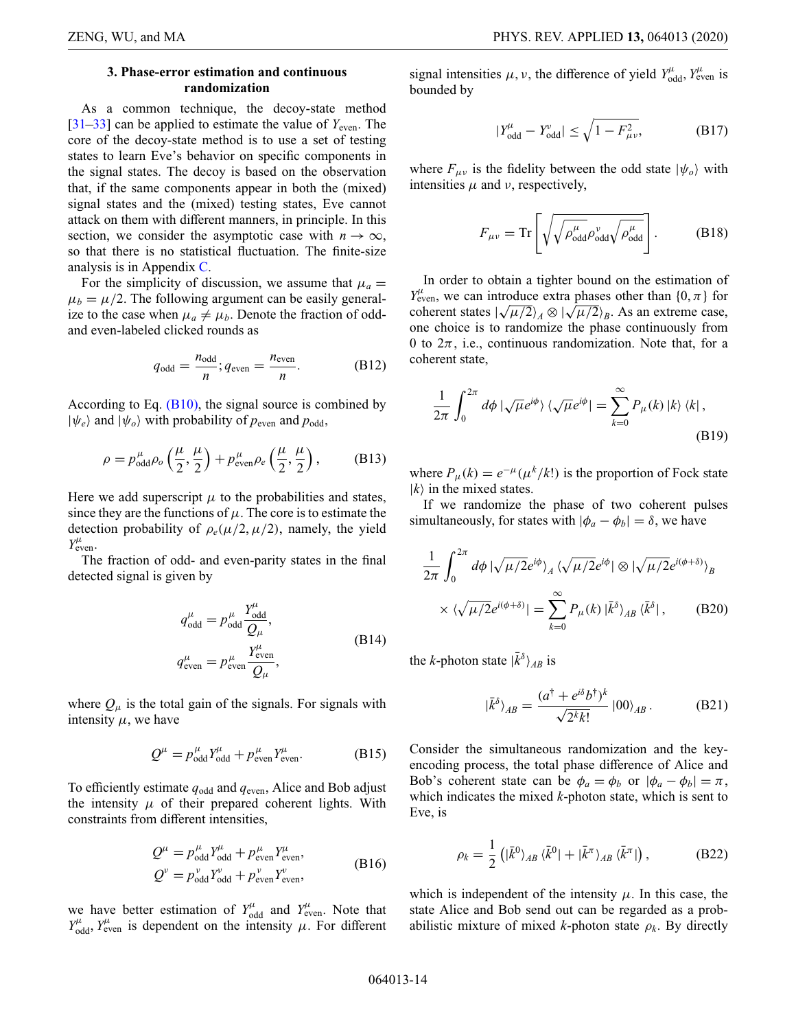### 3. Phase-error estimation and continuous randomization

As a common technique, the decoy-state method [31–33] can be applied to estimate the value of $Y_{\text{even}}$. The core of the decoy-state method is to use a set of testing states to learn Eve's behavior on specific components in the signal states. The decoy is based on the observation that, if the same components appear in both the (mixed) signal states and the (mixed) testing states, Eve cannot attack on them with different manners, in principle. In this section, we consider the asymptotic case with $n \to \infty$, so that there is no statistical fluctuation. The finite-size analysis is in Appendix C.

For the simplicity of discussion, we assume that $\mu_a = \mu_b = \mu/2$. The following argument can be easily generalize to the case when $\mu_a \neq \mu_b$. Denote the fraction of odd- and even-labeled clicked rounds as

$$
q_{\text{odd}} = \frac{n_{\text{odd}}}{n}; q_{\text{even}} = \frac{n_{\text{even}}}{n}. \tag{B12}
$$

According to Eq. (B10), the signal source is combined by $|\psi_e\rangle$ and $|\psi_o\rangle$ with probability of $p_{\text{even}}$ and $p_{\text{odd}}$,

$$
\rho = p^{\mu}_{\text{odd}} \rho_o\left(\frac{\mu}{2}, \frac{\mu}{2}\right) + p^{\mu}_{\text{even}} \rho_e\left(\frac{\mu}{2}, \frac{\mu}{2}\right), \tag{B13}
$$

Here we add superscript $\mu$ to the probabilities and states, since they are the functions of $\mu$. The core is to estimate the detection probability of $\rho_e(\mu/2, \mu/2)$, namely, the yield $Y^{\mu}_{\text{even}}$.

The fraction of odd- and even-parity states in the final detected signal is given by

$$
\begin{aligned}
q^{\mu}_{\text{odd}} &= p^{\mu}_{\text{odd}} \frac{Y^{\mu}_{\text{odd}}}{Q_{\mu}}, \\
q^{\mu}_{\text{even}} &= p^{\mu}_{\text{even}} \frac{Y^{\mu}_{\text{even}}}{Q_{\mu}},
\end{aligned} \tag{B14}
$$

where $Q_{\mu}$ is the total gain of the signals. For signals with intensity $\mu$, we have

$$
Q^{\mu} = p^{\mu}_{\text{odd}} Y^{\mu}_{\text{odd}} + p^{\mu}_{\text{even}} Y^{\mu}_{\text{even}}. \tag{B15}
$$

To efficiently estimate $q_{\text{odd}}$ and $q_{\text{even}}$, Alice and Bob adjust the intensity $\mu$ of their prepared coherent lights. With constraints from different intensities,

$$
\begin{aligned}
Q^{\mu} &= p^{\mu}_{\text{odd}} Y^{\mu}_{\text{odd}} + p^{\mu}_{\text{even}} Y^{\mu}_{\text{even}}, \\
Q^{\nu} &= p^{\nu}_{\text{odd}} Y^{\nu}_{\text{odd}} + p^{\nu}_{\text{even}} Y^{\nu}_{\text{even}},
\end{aligned} \tag{B16}
$$

we have better estimation of $Y^{\mu}_{\text{odd}}$ and $Y^{\mu}_{\text{even}}$. Note that $Y^{\mu}_{\text{odd}}, Y^{\mu}_{\text{even}}$ is dependent on the intensity $\mu$. For different signal intensities $\mu, \nu$, the difference of yield $Y^{\mu}_{\text{odd}}, Y^{\mu}_{\text{even}}$ is bounded by

$$
|Y^{\mu}_{\text{odd}} - Y^{\nu}_{\text{odd}}| \leq \sqrt{1 - F^2_{\mu\nu}}, \tag{B17}
$$

where $F_{\mu\nu}$ is the fidelity between the odd state $|\psi_o\rangle$ with intensities $\mu$ and $\nu$, respectively,

$$
F_{\mu\nu} = \text{Tr}\left[\sqrt{\sqrt{\rho^{\mu}_{\text{odd}}} \rho^{\nu}_{\text{odd}} \sqrt{\rho^{\mu}_{\text{odd}}}}\right]. \tag{B18}
$$

In order to obtain a tighter bound on the estimation of $Y^{\mu}_{\text{even}}$, we can introduce extra phases other than $\{0, \pi\}$ for coherent states $|\sqrt{\mu/2}\rangle_A \otimes |\sqrt{\mu/2}\rangle_B$. As an extreme case, one choice is to randomize the phase continuously from 0 to $2\pi$, i.e., continuous randomization. Note that, for a coherent state,

$$
\frac{1}{2\pi} \int_0^{2\pi} d\phi \, |\sqrt{\mu} e^{i\phi}\rangle \langle \sqrt{\mu} e^{i\phi}| = \sum_{k=0}^{\infty} P_{\mu}(k) \, |k\rangle \langle k| \, , \tag{B19}
$$

where $P_{\mu}(k) = e^{-\mu}(\mu^k/k!)$ is the proportion of Fock state $|k\rangle$ in the mixed states.

If we randomize the phase of two coherent pulses simultaneously, for states with $|\phi_a - \phi_b| = \delta$, we have

$$
\begin{aligned}
\frac{1}{2\pi} \int_0^{2\pi} d\phi \, &|\sqrt{\mu/2} e^{i\phi}\rangle_A \langle \sqrt{\mu/2} e^{i\phi}| \otimes |\sqrt{\mu/2} e^{i(\phi+\delta)}\rangle_B \\
&\times \langle \sqrt{\mu/2} e^{i(\phi+\delta)}| = \sum_{k=0}^{\infty} P_{\mu}(k) \, |\bar{k}^{\delta}\rangle_{AB} \langle \bar{k}^{\delta}| \, ,
\end{aligned} \tag{B20}
$$

the $k$-photon state $|\bar{k}^{\delta}\rangle_{AB}$ is

$$
|\bar{k}^{\delta}\rangle_{AB} = \frac{(a^{\dagger} + e^{i\delta} b^{\dagger})^k}{\sqrt{2^k k!}} |00\rangle_{AB} \, . \tag{B21}
$$

Consider the simultaneous randomization and the key-encoding process, the total phase difference of Alice and Bob's coherent state can be $\phi_a = \phi_b$ or $|\phi_a - \phi_b| = \pi$, which indicates the mixed $k$-photon state, which is sent to Eve, is

$$
\rho_k = \frac{1}{2}\left(|\bar{k}^0\rangle_{AB} \langle \bar{k}^0| + |\bar{k}^{\pi}\rangle_{AB} \langle \bar{k}^{\pi}|\right), \tag{B22}
$$

which is independent of the intensity $\mu$. In this case, the state Alice and Bob send out can be regarded as a probabilistic mixture of mixed $k$-photon state $\rho_k$. By directly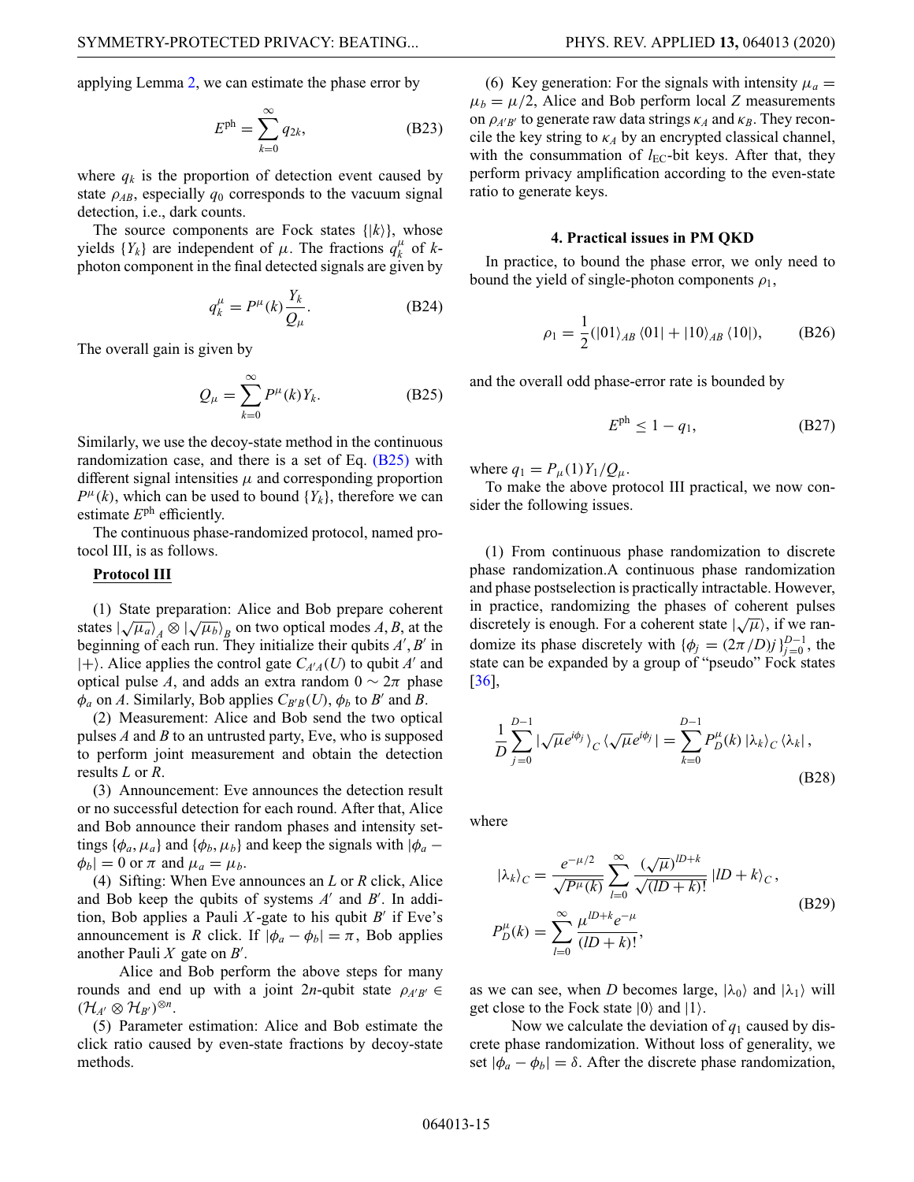applying Lemma 2, we can estimate the phase error by

$$E^{\mathrm{ph}} = \sum_{k=0}^{\infty} q_{2k}, \tag{B23}$$

where $q_k$ is the proportion of detection event caused by state $\rho_{AB}$, especially $q_0$ corresponds to the vacuum signal detection, i.e., dark counts.

The source components are Fock states $\{|k\rangle\}$, whose yields $\{Y_k\}$ are independent of $\mu$. The fractions $q_k^{\mu}$ of $k$-photon component in the final detected signals are given by

$$q_k^{\mu} = P^{\mu}(k)\frac{Y_k}{Q_{\mu}}. \tag{B24}$$

The overall gain is given by

$$Q_{\mu} = \sum_{k=0}^{\infty} P^{\mu}(k) Y_k. \tag{B25}$$

Similarly, we use the decoy-state method in the continuous randomization case, and there is a set of Eq. (B25) with different signal intensities $\mu$ and corresponding proportion $P^{\mu}(k)$, which can be used to bound $\{Y_k\}$, therefore we can estimate $E^{\mathrm{ph}}$ efficiently.

The continuous phase-randomized protocol, named protocol III, is as follows.

**Protocol III**

(1) State preparation: Alice and Bob prepare coherent states $|\sqrt{\mu_a}\rangle_A \otimes |\sqrt{\mu_b}\rangle_B$ on two optical modes $A, B$, at the beginning of each run. They initialize their qubits $A', B'$ in $|+\rangle$. Alice applies the control gate $C_{A'A}(U)$ to qubit $A'$ and optical pulse $A$, and adds an extra random $0 \sim 2\pi$ phase $\phi_a$ on $A$. Similarly, Bob applies $C_{B'B}(U)$, $\phi_b$ to $B'$ and $B$.

(2) Measurement: Alice and Bob send the two optical pulses $A$ and $B$ to an untrusted party, Eve, who is supposed to perform joint measurement and obtain the detection results $L$ or $R$.

(3) Announcement: Eve announces the detection result or no successful detection for each round. After that, Alice and Bob announce their random phases and intensity settings $\{\phi_a, \mu_a\}$ and $\{\phi_b, \mu_b\}$ and keep the signals with $|\phi_a - \phi_b| = 0$ or $\pi$ and $\mu_a = \mu_b$.

(4) Sifting: When Eve announces an $L$ or $R$ click, Alice and Bob keep the qubits of systems $A'$ and $B'$. In addition, Bob applies a Pauli $X$-gate to his qubit $B'$ if Eve's announcement is $R$ click. If $|\phi_a - \phi_b| = \pi$, Bob applies another Pauli $X$ gate on $B'$.

Alice and Bob perform the above steps for many rounds and end up with a joint $2n$-qubit state $\rho_{A'B'} \in (\mathcal{H}_{A'} \otimes \mathcal{H}_{B'})^{\otimes n}$.

(5) Parameter estimation: Alice and Bob estimate the click ratio caused by even-state fractions by decoy-state methods.

(6) Key generation: For the signals with intensity $\mu_a = \mu_b = \mu/2$, Alice and Bob perform local $Z$ measurements on $\rho_{A'B'}$ to generate raw data strings $\kappa_A$ and $\kappa_B$. They reconcile the key string to $\kappa_A$ by an encrypted classical channel, with the consummation of $l_{\mathrm{EC}}$-bit keys. After that, they perform privacy amplification according to the even-state ratio to generate keys.

#### 4. Practical issues in PM QKD

In practice, to bound the phase error, we only need to bound the yield of single-photon components $\rho_1$,

$$\rho_1 = \frac{1}{2}(|01\rangle_{AB}\langle 01| + |10\rangle_{AB}\langle 10|), \tag{B26}$$

and the overall odd phase-error rate is bounded by

$$E^{\mathrm{ph}} \leq 1 - q_1, \tag{B27}$$

where $q_1 = P_{\mu}(1)Y_1/Q_{\mu}$.

To make the above protocol III practical, we now consider the following issues.

(1) From continuous phase randomization to discrete phase randomization. A continuous phase randomization and phase postselection is practically intractable. However, in practice, randomizing the phases of coherent pulses discretely is enough. For a coherent state $|\sqrt{\mu}\rangle$, if we randomize its phase discretely with $\{\phi_j = (2\pi/D)j\}_{j=0}^{D-1}$, the state can be expanded by a group of "pseudo" Fock states [36],

$$\frac{1}{D}\sum_{j=0}^{D-1} |\sqrt{\mu}e^{i\phi_j}\rangle_C \langle \sqrt{\mu}e^{i\phi_j}| = \sum_{k=0}^{D-1} P_D^{\mu}(k) |\lambda_k\rangle_C \langle \lambda_k|, \tag{B28}$$

where

$$\begin{aligned}
|\lambda_k\rangle_C &= \frac{e^{-\mu/2}}{\sqrt{P^{\mu}(k)}} \sum_{l=0}^{\infty} \frac{(\sqrt{\mu})^{lD+k}}{\sqrt{(lD+k)!}} |lD+k\rangle_C, \\
P_D^{\mu}(k) &= \sum_{l=0}^{\infty} \frac{\mu^{lD+k} e^{-\mu}}{(lD+k)!},
\end{aligned} \tag{B29}$$

as we can see, when $D$ becomes large, $|\lambda_0\rangle$ and $|\lambda_1\rangle$ will get close to the Fock state $|0\rangle$ and $|1\rangle$.

Now we calculate the deviation of $q_1$ caused by discrete phase randomization. Without loss of generality, we set $|\phi_a - \phi_b| = \delta$. After the discrete phase randomization,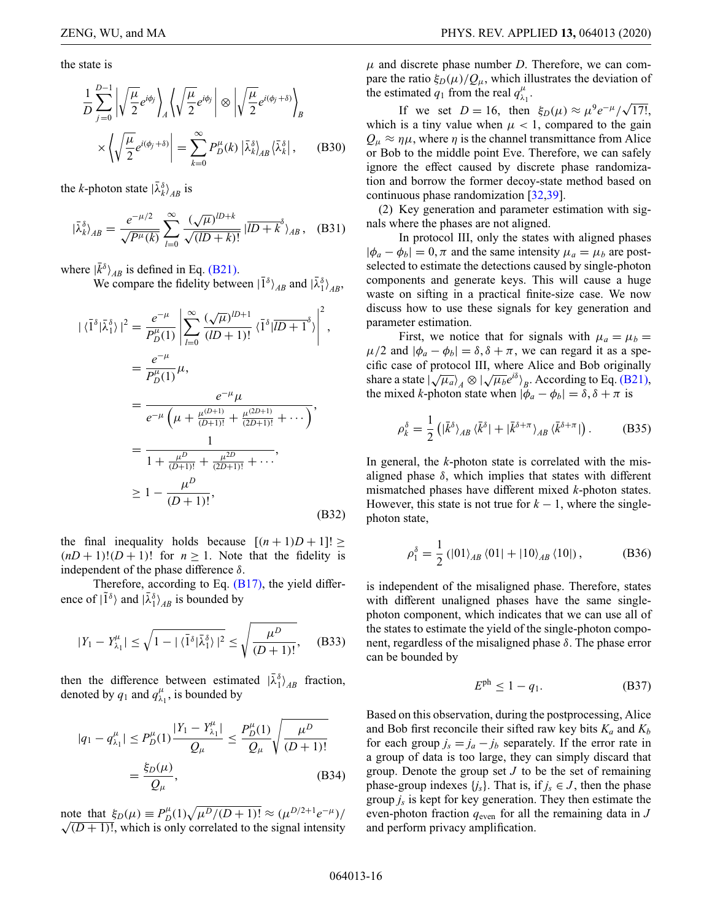the state is

$$\frac{1}{D}\sum_{j=0}^{D-1}\left|\sqrt{\frac{\mu}{2}}e^{i\phi_j}\right\rangle_A\left\langle\sqrt{\frac{\mu}{2}}e^{i\phi_j}\right| \otimes \left|\sqrt{\frac{\mu}{2}}e^{i(\phi_j+\delta)}\right\rangle_B \times \left\langle\sqrt{\frac{\mu}{2}}e^{i(\phi_j+\delta)}\right| = \sum_{k=0}^{\infty} P_D^{\mu}(k)\,|\bar{\lambda}_k^{\delta}\rangle_{AB}\langle\bar{\lambda}_k^{\delta}|, \tag{B30}$$

the $k$-photon state $|\bar{\lambda}_k^{\delta}\rangle_{AB}$ is

$$|\bar{\lambda}_k^{\delta}\rangle_{AB} = \frac{e^{-\mu/2}}{\sqrt{P^{\mu}(k)}}\sum_{l=0}^{\infty}\frac{(\sqrt{\mu})^{lD+k}}{\sqrt{(lD+k)!}}|\overline{lD+k}^{\delta}\rangle_{AB}, \tag{B31}$$

where $|\bar{k}^{\delta}\rangle_{AB}$ is defined in Eq. (B21).

We compare the fidelity between $|\bar{1}^{\delta}\rangle_{AB}$ and $|\bar{\lambda}_1^{\delta}\rangle_{AB}$,

$$\begin{aligned}
|\langle\bar{1}^{\delta}|\bar{\lambda}_1^{\delta}\rangle|^2 &= \frac{e^{-\mu}}{P_D^{\mu}(1)}\left|\sum_{l=0}^{\infty}\frac{(\sqrt{\mu})^{lD+1}}{(lD+1)!}\langle\bar{1}^{\delta}|\overline{lD+1}^{\delta}\rangle\right|^2, \\
&= \frac{e^{-\mu}}{P_D^{\mu}(1)}\mu, \\
&= \frac{e^{-\mu}\mu}{e^{-\mu}\left(\mu+\frac{\mu^{(D+1)}}{(D+1)!}+\frac{\mu^{(2D+1)}}{(2D+1)!}+\cdots\right)}, \\
&= \frac{1}{1+\frac{\mu^D}{(D+1)!}+\frac{\mu^{2D}}{(2D+1)!}+\cdots}, \\
&\geq 1-\frac{\mu^D}{(D+1)!},
\end{aligned} \tag{B32}$$

the final inequality holds because $[(n+1)D+1]! \geq (nD+1)!(D+1)!$ for $n \geq 1$. Note that the fidelity is independent of the phase difference $\delta$.

Therefore, according to Eq. (B17), the yield difference of $|\bar{1}^{\delta}\rangle$ and $|\bar{\lambda}_1^{\delta}\rangle_{AB}$ is bounded by

$$|Y_1 - Y_{\lambda_1}^{\mu}| \leq \sqrt{1-|\langle\bar{1}^{\delta}|\bar{\lambda}_1^{\delta}\rangle|^2} \leq \sqrt{\frac{\mu^D}{(D+1)!}}, \tag{B33}$$

then the difference between estimated $|\bar{\lambda}_1^{\delta}\rangle_{AB}$ fraction, denoted by $q_1$ and $q_{\lambda_1}^{\mu}$, is bounded by

$$\begin{aligned}
|q_1 - q_{\lambda_1}^{\mu}| &\leq P_D^{\mu}(1)\frac{|Y_1 - Y_{\lambda_1}^{\mu}|}{Q_{\mu}} \leq \frac{P_D^{\mu}(1)}{Q_{\mu}}\sqrt{\frac{\mu^D}{(D+1)!}} \\
&= \frac{\xi_D(\mu)}{Q_{\mu}},
\end{aligned} \tag{B34}$$

note that $\xi_D(\mu) \equiv P_D^{\mu}(1)\sqrt{\mu^D/(D+1)!} \approx (\mu^{D/2+1}e^{-\mu})/\sqrt{(D+1)!}$, which is only correlated to the signal intensity $\mu$ and discrete phase number $D$. Therefore, we can compare the ratio $\xi_D(\mu)/Q_{\mu}$, which illustrates the deviation of the estimated $q_1$ from the real $q_{\lambda_1}^{\mu}$.

If we set $D=16$, then $\xi_D(\mu) \approx \mu^9 e^{-\mu}/\sqrt{17!}$, which is a tiny value when $\mu < 1$, compared to the gain $Q_{\mu} \approx \eta\mu$, where $\eta$ is the channel transmittance from Alice or Bob to the middle point Eve. Therefore, we can safely ignore the effect caused by discrete phase randomization and borrow the former decoy-state method based on continuous phase randomization [32,39].

(2) Key generation and parameter estimation with signals where the phases are not aligned.

In protocol III, only the states with aligned phases $|\phi_a - \phi_b| = 0, \pi$ and the same intensity $\mu_a = \mu_b$ are postselected to estimate the detections caused by single-photon components and generate keys. This will cause a huge waste on sifting in a practical finite-size case. We now discuss how to use these signals for key generation and parameter estimation.

First, we notice that for signals with $\mu_a = \mu_b = \mu/2$ and $|\phi_a - \phi_b| = \delta, \delta+\pi$, we can regard it as a specific case of protocol III, where Alice and Bob originally share a state $|\sqrt{\mu_a}\rangle_A \otimes |\sqrt{\mu_b}e^{i\delta}\rangle_B$. According to Eq. (B21), the mixed $k$-photon state when $|\phi_a - \phi_b| = \delta, \delta+\pi$ is

$$\rho_k^{\delta} = \frac{1}{2}\left(|\bar{k}^{\delta}\rangle_{AB}\langle\bar{k}^{\delta}| + |\bar{k}^{\delta+\pi}\rangle_{AB}\langle\bar{k}^{\delta+\pi}|\right). \tag{B35}$$

In general, the $k$-photon state is correlated with the misaligned phase $\delta$, which implies that states with different mismatched phases have different mixed $k$-photon states. However, this state is not true for $k-1$, where the single-photon state,

$$\rho_1^{\delta} = \frac{1}{2}\left(|01\rangle_{AB}\langle 01| + |10\rangle_{AB}\langle 10|\right), \tag{B36}$$

is independent of the misaligned phase. Therefore, states with different unaligned phases have the same single-photon component, which indicates that we can use all of the states to estimate the yield of the single-photon component, regardless of the misaligned phase $\delta$. The phase error can be bounded by

$$E^{\text{ph}} \leq 1 - q_1. \tag{B37}$$

Based on this observation, during the postprocessing, Alice and Bob first reconcile their sifted raw key bits $K_a$ and $K_b$ for each group $j_s = j_a - j_b$ separately. If the error rate in a group of data is too large, they can simply discard that group. Denote the group set $J$ to be the set of remaining phase-group indexes $\{j_s\}$. That is, if $j_s \in J$, then the phase group $j_s$ is kept for key generation. They then estimate the even-photon fraction $q_{\text{even}}$ for all the remaining data in $J$ and perform privacy amplification.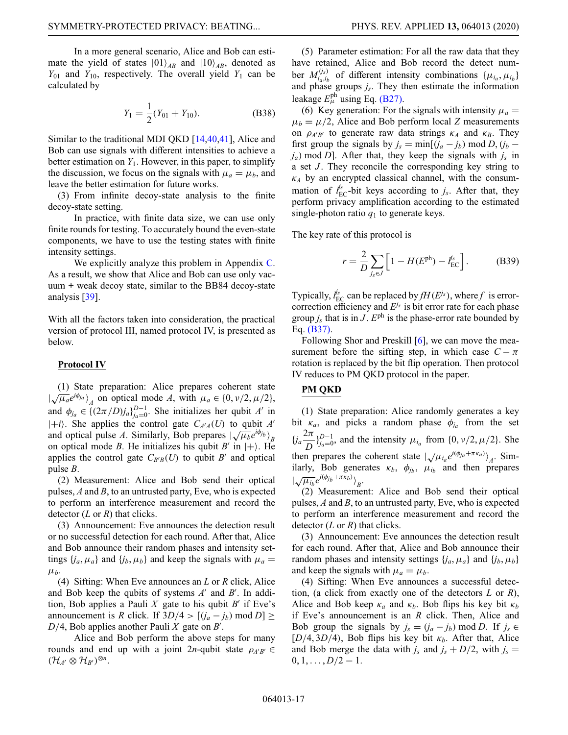In a more general scenario, Alice and Bob can estimate the yield of states $|01\rangle_{AB}$ and $|10\rangle_{AB}$, denoted as $Y_{01}$ and $Y_{10}$, respectively. The overall yield $Y_1$ can be calculated by

$$Y_1 = \frac{1}{2}(Y_{01} + Y_{10}). \tag{B38}$$

Similar to the traditional MDI QKD [14,40,41], Alice and Bob can use signals with different intensities to achieve a better estimation on $Y_1$. However, in this paper, to simplify the discussion, we focus on the signals with $\mu_a = \mu_b$, and leave the better estimation for future works.

(3) From infinite decoy-state analysis to the finite decoy-state setting.

In practice, with finite data size, we can use only finite rounds for testing. To accurately bound the even-state components, we have to use the testing states with finite intensity settings.

We explicitly analyze this problem in Appendix C. As a result, we show that Alice and Bob can use only vacuum + weak decoy state, similar to the BB84 decoy-state analysis [39].

With all the factors taken into consideration, the practical version of protocol III, named protocol IV, is presented as below.

**Protocol IV**

(1) State preparation: Alice prepares coherent state $|\sqrt{\mu_a}e^{i\phi_{ja}}\rangle_A$ on optical mode $A$, with $\mu_a \in \{0, \nu/2, \mu/2\}$, and $\phi_{j_a} \in \{(2\pi/D)j_a\}_{j_a=0}^{D-1}$. She initializes her qubit $A'$ in $|+i\rangle$. She applies the control gate $C_{A'A}(U)$ to qubit $A'$ and optical pulse $A$. Similarly, Bob prepares $|\sqrt{\mu_b}e^{i\phi_{jb}}\rangle_B$ on optical mode $B$. He initializes his qubit $B'$ in $|+\rangle$. He applies the control gate $C_{B'B}(U)$ to qubit $B'$ and optical pulse $B$.

(2) Measurement: Alice and Bob send their optical pulses, $A$ and $B$, to an untrusted party, Eve, who is expected to perform an interference measurement and record the detector ($L$ or $R$) that clicks.

(3) Announcement: Eve announces the detection result or no successful detection for each round. After that, Alice and Bob announce their random phases and intensity settings $\{j_a, \mu_a\}$ and $\{j_b, \mu_b\}$ and keep the signals with $\mu_a = \mu_b$.

(4) Sifting: When Eve announces an $L$ or $R$ click, Alice and Bob keep the qubits of systems $A'$ and $B'$. In addition, Bob applies a Pauli $X$ gate to his qubit $B'$ if Eve's announcement is $R$ click. If $3D/4 > [(j_a - j_b) \bmod D] \geq D/4$, Bob applies another Pauli $X$ gate on $B'$.

Alice and Bob perform the above steps for many rounds and end up with a joint $2n$-qubit state $\rho_{A'B'} \in (\mathcal{H}_{A'} \otimes \mathcal{H}_{B'})^{\otimes n}$.

(5) Parameter estimation: For all the raw data that they have retained, Alice and Bob record the detect number $M_{i_a,i_b}^{(j_s)}$ of different intensity combinations $\{\mu_{i_a}, \mu_{i_b}\}$ and phase groups $j_s$. They then estimate the information leakage $E_\mu^{\text{ph}}$ using Eq. (B27).

(6) Key generation: For the signals with intensity $\mu_a = \mu_b = \mu/2$, Alice and Bob perform local $Z$ measurements on $\rho_{A'B'}$ to generate raw data strings $\kappa_A$ and $\kappa_B$. They first group the signals by $j_s = \min[(j_a - j_b) \bmod D, (j_b - j_a) \bmod D]$. After that, they keep the signals with $j_s$ in a set $J$. They reconcile the corresponding key string to $\kappa_A$ by an encrypted classical channel, with the consummation of $l_{\text{EC}}^{j_s}$-bit keys according to $j_s$. After that, they perform privacy amplification according to the estimated single-photon ratio $q_1$ to generate keys.

The key rate of this protocol is

$$r = \frac{2}{D}\sum_{j_s \in J}\left[1 - H(E^{\text{ph}}) - l_{\text{EC}}^{j_s}\right]. \tag{B39}$$

Typically, $l_{\text{EC}}^{j_s}$ can be replaced by $fH(E^{j_s})$, where $f$ is error-correction efficiency and $E^{j_s}$ is bit error rate for each phase group $j_s$ that is in $J$. $E^{\text{ph}}$ is the phase-error rate bounded by Eq. (B37).

Following Shor and Preskill [6], we can move the measurement before the sifting step, in which case $C - \pi$ rotation is replaced by the bit flip operation. Then protocol IV reduces to PM QKD protocol in the paper.

**PM QKD**

(1) State preparation: Alice randomly generates a key bit $\kappa_a$, and picks a random phase $\phi_{j_a}$ from the set $\{j_a \frac{2\pi}{D}\}_{j_a=0}^{D-1}$, and the intensity $\mu_{i_a}$ from $\{0, \nu/2, \mu/2\}$. She then prepares the coherent state $|\sqrt{\mu_{i_a}}e^{i(\phi_{j_a}+\pi\kappa_a)}\rangle_A$. Similarly, Bob generates $\kappa_b$, $\phi_{j_b}$, $\mu_{i_b}$ and then prepares $|\sqrt{\mu_{i_b}}e^{i(\phi_{j_b}+\pi\kappa_b)}\rangle_B$.

(2) Measurement: Alice and Bob send their optical pulses, $A$ and $B$, to an untrusted party, Eve, who is expected to perform an interference measurement and record the detector ($L$ or $R$) that clicks.

(3) Announcement: Eve announces the detection result for each round. After that, Alice and Bob announce their random phases and intensity settings $\{j_a, \mu_a\}$ and $\{j_b, \mu_b\}$ and keep the signals with $\mu_a = \mu_b$.

(4) Sifting: When Eve announces a successful detection, (a click from exactly one of the detectors $L$ or $R$), Alice and Bob keep $\kappa_a$ and $\kappa_b$. Bob flips his key bit $\kappa_b$ if Eve's announcement is an $R$ click. Then, Alice and Bob group the signals by $j_s = (j_a - j_b) \bmod D$. If $j_s \in [D/4, 3D/4)$, Bob flips his key bit $\kappa_b$. After that, Alice and Bob merge the data with $j_s$ and $j_s + D/2$, with $j_s = 0, 1, \ldots, D/2 - 1$.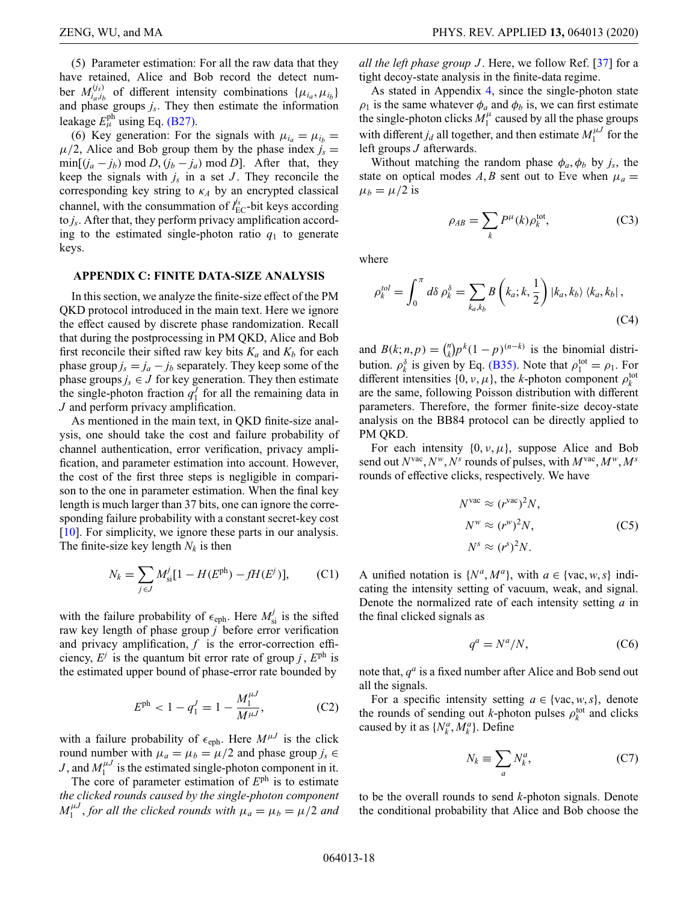(5) Parameter estimation: For all the raw data that they have retained, Alice and Bob record the detect number $M^{(j_s)}_{i_a,i_b}$ of different intensity combinations $\{\mu_{i_a}, \mu_{i_b}\}$ and phase groups $j_s$. They then estimate the information leakage $E^{\text{ph}}_{\mu}$ using Eq. (B27).

(6) Key generation: For the signals with $\mu_{i_a} = \mu_{i_b} = \mu/2$, Alice and Bob group them by the phase index $j_s = \min[(j_a - j_b) \bmod D, (j_b - j_a) \bmod D]$. After that, they keep the signals with $j_s$ in a set $J$. They reconcile the corresponding key string to $\kappa_A$ by an encrypted classical channel, with the consummation of $l^{j_s}_{\text{EC}}$-bit keys according to $j_s$. After that, they perform privacy amplification according to the estimated single-photon ratio $q_1$ to generate keys.

## APPENDIX C: FINITE DATA-SIZE ANALYSIS

In this section, we analyze the finite-size effect of the PM QKD protocol introduced in the main text. Here we ignore the effect caused by discrete phase randomization. Recall that during the postprocessing in PM QKD, Alice and Bob first reconcile their sifted raw key bits $K_a$ and $K_b$ for each phase group $j_s = j_a - j_b$ separately. They keep some of the phase groups $j_s \in J$ for key generation. They then estimate the single-photon fraction $q^J_1$ for all the remaining data in $J$ and perform privacy amplification.

As mentioned in the main text, in QKD finite-size analysis, one should take the cost and failure probability of channel authentication, error verification, privacy amplification, and parameter estimation into account. However, the cost of the first three steps is negligible in comparison to the one in parameter estimation. When the final key length is much larger than 37 bits, one can ignore the corresponding failure probability with a constant secret-key cost [10]. For simplicity, we ignore these parts in our analysis. The finite-size key length $N_k$ is then

$$N_k = \sum_{j\in J} M^j_{\text{si}}[1 - H(E^{\text{ph}}) - fH(E^j)], \tag{C1}$$

with the failure probability of $\epsilon_{\text{eph}}$. Here $M^j_{\text{si}}$ is the sifted raw key length of phase group $j$ before error verification and privacy amplification, $f$ is the error-correction efficiency, $E^j$ is the quantum bit error rate of group $j$, $E^{\text{ph}}$ is the estimated upper bound of phase-error rate bounded by

$$E^{\text{ph}} < 1 - q^J_1 = 1 - \frac{M^{\mu J}_1}{M^{\mu J}}, \tag{C2}$$

with a failure probability of $\epsilon_{\text{eph}}$. Here $M^{\mu J}$ is the click round number with $\mu_a = \mu_b = \mu/2$ and phase group $j_s \in J$, and $M^{\mu J}_1$ is the estimated single-photon component in it.

The core of parameter estimation of $E^{\text{ph}}$ is to estimate *the clicked rounds caused by the single-photon component* $M^{\mu J}_1$*, for all the clicked rounds with* $\mu_a = \mu_b = \mu/2$ *and all the left phase group* $J$. Here, we follow Ref. [37] for a tight decoy-state analysis in the finite-data regime.

As stated in Appendix 4, since the single-photon state $\rho_1$ is the same whatever $\phi_a$ and $\phi_b$ is, we can first estimate the single-photon clicks $M^{\mu}_1$ caused by all the phase groups with different $j_d$ all together, and then estimate $M^{\mu J}_1$ for the left groups $J$ afterwards.

Without matching the random phase $\phi_a, \phi_b$ by $j_s$, the state on optical modes $A, B$ sent out to Eve when $\mu_a = \mu_b = \mu/2$ is

$$\rho_{AB} = \sum_k P^{\mu}(k)\rho^{\text{tot}}_k, \tag{C3}$$

where

$$\rho^{tol}_k = \int_0^{\pi} d\delta\, \rho^{\delta}_k = \sum_{k_a,k_b} B\left(k_a; k, \frac{1}{2}\right) |k_a, k_b\rangle \langle k_a, k_b|, \tag{C4}$$

and $B(k; n, p) = \binom{n}{k} p^k (1-p)^{(n-k)}$ is the binomial distribution. $\rho^{\delta}_k$ is given by Eq. (B35). Note that $\rho^{\text{tot}}_1 = \rho_1$. For different intensities $\{0, \nu, \mu\}$, the $k$-photon component $\rho^{\text{tot}}_k$ are the same, following Poisson distribution with different parameters. Therefore, the former finite-size decoy-state analysis on the BB84 protocol can be directly applied to PM QKD.

For each intensity $\{0, \nu, \mu\}$, suppose Alice and Bob send out $N^{\text{vac}}, N^w, N^s$ rounds of pulses, with $M^{\text{vac}}, M^w, M^s$ rounds of effective clicks, respectively. We have

$$\begin{aligned} N^{\text{vac}} &\approx (r^{\text{vac}})^2 N, \\ N^w &\approx (r^w)^2 N, \\ N^s &\approx (r^s)^2 N. \end{aligned} \tag{C5}$$

A unified notation is $\{N^a, M^a\}$, with $a \in \{\text{vac}, w, s\}$ indicating the intensity setting of vacuum, weak, and signal. Denote the normalized rate of each intensity setting $a$ in the final clicked signals as

$$q^a = N^a/N, \tag{C6}$$

note that, $q^a$ is a fixed number after Alice and Bob send out all the signals.

For a specific intensity setting $a \in \{\text{vac}, w, s\}$, denote the rounds of sending out $k$-photon pulses $\rho^{\text{tot}}_k$ and clicks caused by it as $\{N^a_k, M^a_k\}$. Define

$$N_k \equiv \sum_a N^a_k, \tag{C7}$$

to be the overall rounds to send $k$-photon signals. Denote the conditional probability that Alice and Bob choose the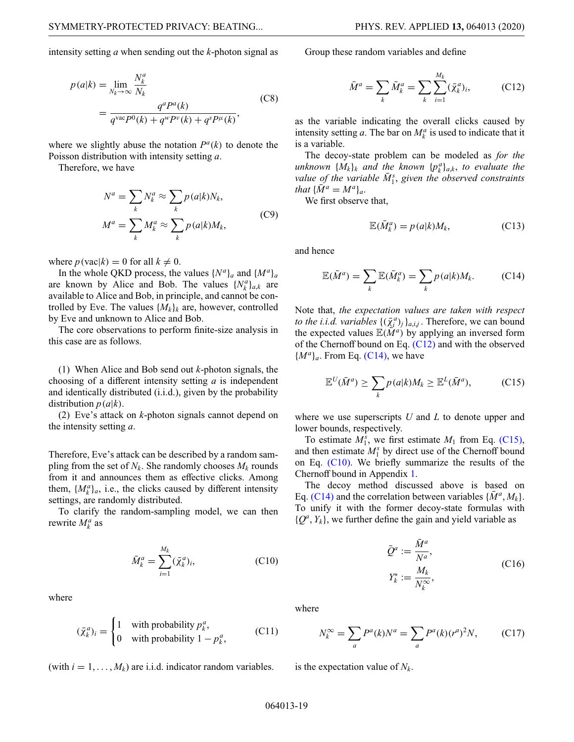intensity setting $a$ when sending out the $k$-photon signal as

$$
\begin{aligned}
p(a|k) &= \lim_{N_k \to \infty} \frac{N_k^a}{N_k} \\
&= \frac{q^a P^a(k)}{q^{\text{vac}} P^0(k) + q^w P^\nu(k) + q^s P^\mu(k)},
\end{aligned}
\tag{C8}
$$

where we slightly abuse the notation $P^a(k)$ to denote the Poisson distribution with intensity setting $a$.

Therefore, we have

$$
\begin{aligned}
N^a &= \sum_k N_k^a \approx \sum_k p(a|k) N_k, \\
M^a &= \sum_k M_k^a \approx \sum_k p(a|k) M_k,
\end{aligned}
\tag{C9}
$$

where $p(\text{vac}|k) = 0$ for all $k \neq 0$.

In the whole QKD process, the values $\{N^a\}_a$ and $\{M^a\}_a$ are known by Alice and Bob. The values $\{N_k^a\}_{a,k}$ are available to Alice and Bob, in principle, and cannot be controlled by Eve. The values $\{M_k\}_k$ are, however, controlled by Eve and unknown to Alice and Bob.

The core observations to perform finite-size analysis in this case are as follows.

(1) When Alice and Bob send out $k$-photon signals, the choosing of a different intensity setting $a$ is independent and identically distributed (i.i.d.), given by the probability distribution $p(a|k)$.

(2) Eve's attack on $k$-photon signals cannot depend on the intensity setting $a$.

Therefore, Eve's attack can be described by a random sampling from the set of $N_k$. She randomly chooses $M_k$ rounds from it and announces them as effective clicks. Among them, $\{M_k^a\}_a$, i.e., the clicks caused by different intensity settings, are randomly distributed.

To clarify the random-sampling model, we can then rewrite $M_k^a$ as

$$
\bar{M}_k^a = \sum_{i=1}^{M_k} (\bar{\chi}_k^a)_i,
\tag{C10}
$$

where

$$
(\bar{\chi}_k^a)_i = \begin{cases} 1 & \text{with probability } p_k^a, \\ 0 & \text{with probability } 1 - p_k^a, \end{cases}
\tag{C11}
$$

(with $i = 1, \ldots, M_k$) are i.i.d. indicator random variables.

Group these random variables and define

$$
\bar{M}^a = \sum_k \bar{M}_k^a = \sum_k \sum_{i=1}^{M_k} (\bar{\chi}_k^a)_i,
\tag{C12}
$$

as the variable indicating the overall clicks caused by intensity setting $a$. The bar on $M_k^a$ is used to indicate that it is a variable.

The decoy-state problem can be modeled as *for the unknown* $\{M_k\}_k$ *and the known* $\{p_k^a\}_{a,k}$*, to evaluate the value of the variable* $\bar{M}_1^s$*, given the observed constraints that* $\{\bar{M}^a = M^a\}_a$.

We first observe that,

$$
\mathbb{E}(\bar{M}_k^a) = p(a|k) M_k,
\tag{C13}
$$

and hence

$$
\mathbb{E}(\bar{M}^a) = \sum_k \mathbb{E}(\bar{M}_k^a) = \sum_k p(a|k) M_k.
\tag{C14}
$$

Note that, *the expectation values are taken with respect to the i.i.d. variables* $\{(\bar{\chi}_i^a)_j\}_{a,i,j}$. Therefore, we can bound the expected values $\mathbb{E}(\bar{M}^a)$ by applying an inversed form of the Chernoff bound on Eq. (C12) and with the observed $\{M^a\}_a$. From Eq. (C14), we have

$$
\mathbb{E}^U(\bar{M}^a) \geq \sum_k p(a|k) M_k \geq \mathbb{E}^L(\bar{M}^a),
\tag{C15}
$$

where we use superscripts $U$ and $L$ to denote upper and lower bounds, respectively.

To estimate $M_1^s$, we first estimate $M_1$ from Eq. (C15), and then estimate $M_1^s$ by direct use of the Chernoff bound on Eq. (C10). We briefly summarize the results of the Chernoff bound in Appendix 1.

The decoy method discussed above is based on Eq. (C14) and the correlation between variables $\{\bar{M}^a, M_k\}$. To unify it with the former decoy-state formulas with $\{Q^a, Y_k\}$, we further define the gain and yield variable as

$$
\begin{aligned}
\bar{Q}^a &:= \frac{\bar{M}^a}{N^a}, \\
Y_k^* &:= \frac{M_k}{N_k^\infty},
\end{aligned}
\tag{C16}
$$

where

$$
N_k^\infty = \sum_a P^a(k) N^a = \sum_a P^a(k) (r^a)^2 N,
\tag{C17}
$$

is the expectation value of $N_k$.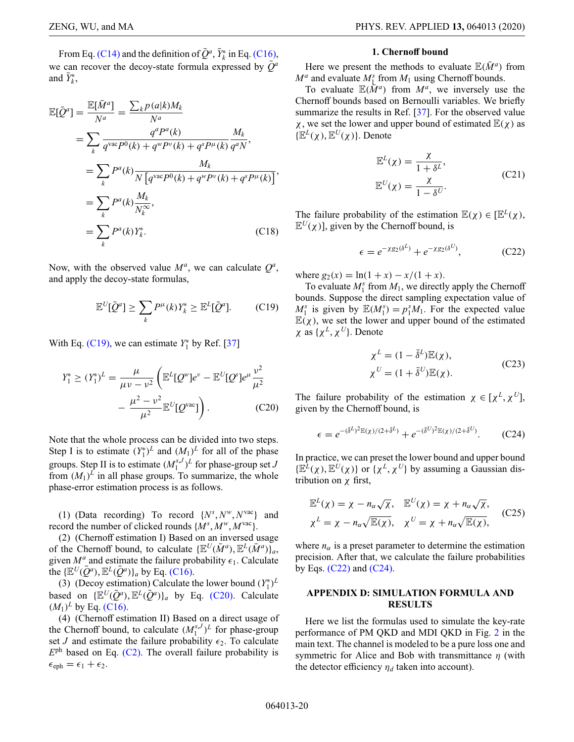From Eq. (C14) and the definition of $\bar{Q}^a$, $\bar{Y}_k^*$ in Eq. (C16), we can recover the decoy-state formula expressed by $\bar{Q}^a$ and $\bar{Y}_k^*$,

$$
\begin{aligned}
\mathbb{E}[\bar{Q}^a] &= \frac{\mathbb{E}[\bar{M}^a]}{N^a} = \frac{\sum_k p(a|k) M_k}{N^a} \\
&= \sum_k \frac{q^a P^a(k)}{q^{\text{vac}} P^0(k) + q^w P^\nu(k) + q^s P^\mu(k)} \frac{M_k}{q^a N}, \\
&= \sum_k P^a(k) \frac{M_k}{N\left[q^{\text{vac}} P^0(k) + q^w P^\nu(k) + q^s P^\mu(k)\right]}, \\
&= \sum_k P^a(k) \frac{M_k}{N_k^\infty}, \\
&= \sum_k P^a(k) \bar{Y}_k^*.
\end{aligned}
\tag{C18}
$$

Now, with the observed value $M^a$, we can calculate $Q^a$, and apply the decoy-state formulas,

$$
\mathbb{E}^U[\bar{Q}^a] \geq \sum_k P^\mu(k) Y_k^* \geq \mathbb{E}^L[\bar{Q}^a]. \tag{C19}
$$

With Eq. (C19), we can estimate $Y_1^*$ by Ref. [37]

$$
\begin{aligned}
Y_1^* \geq (Y_1^*)^L = \frac{\mu}{\mu\nu - \nu^2} \bigg( &\mathbb{E}^L[Q^w] e^\nu - \mathbb{E}^U[Q^s] e^\mu \frac{\nu^2}{\mu^2} \\
&- \frac{\mu^2 - \nu^2}{\mu^2} \mathbb{E}^U[Q^{\text{vac}}] \bigg).
\end{aligned}
\tag{C20}
$$

Note that the whole process can be divided into two steps. Step I is to estimate $(Y_1^*)^L$ and $(M_1)^L$ for all of the phase groups. Step II is to estimate $(M_1^{s,J})^L$ for phase-group set $J$ from $(M_1)^L$ in all phase groups. To summarize, the whole phase-error estimation process is as follows.

(1) (Data recording) To record $\{N^s, N^w, N^{\text{vac}}\}$ and record the number of clicked rounds $\{M^s, M^w, M^{\text{vac}}\}$.

(2) (Chernoff estimation I) Based on an inversed usage of the Chernoff bound, to calculate $\{\mathbb{E}^U(\bar{M}^a), \mathbb{E}^L(\bar{M}^a)\}_a$, given $M^a$ and estimate the failure probability $\epsilon_1$. Calculate the $\{\mathbb{E}^U(\bar{Q}^a), \mathbb{E}^L(\bar{Q}^a)\}_a$ by Eq. (C16).

(3) (Decoy estimation) Calculate the lower bound $(Y_1^*)^L$ based on $\{\mathbb{E}^U(\bar{Q}^a), \mathbb{E}^L(\bar{Q}^a)\}_a$ by Eq. (C20). Calculate $(M_1)^L$ by Eq. (C16).

(4) (Chernoff estimation II) Based on a direct usage of the Chernoff bound, to calculate $(M_1^{s,J})^L$ for phase-group set $J$ and estimate the failure probability $\epsilon_2$. To calculate $E^{\text{ph}}$ based on Eq. (C2). The overall failure probability is $\epsilon_{\text{eph}} = \epsilon_1 + \epsilon_2$.

### 1. Chernoff bound

Here we present the methods to evaluate $\mathbb{E}(\bar{M}^a)$ from $M^a$ and evaluate $M_1^s$ from $M_1$ using Chernoff bounds.

To evaluate $\mathbb{E}(\bar{M}^a)$ from $M^a$, we inversely use the Chernoff bounds based on Bernoulli variables. We briefly summarize the results in Ref. [37]. For the observed value $\chi$, we set the lower and upper bound of estimated $\mathbb{E}(\chi)$ as $\{\mathbb{E}^L(\chi), \mathbb{E}^U(\chi)\}$. Denote

$$
\begin{aligned}
\mathbb{E}^L(\chi) &= \frac{\chi}{1 + \delta^L}, \\
\mathbb{E}^U(\chi) &= \frac{\chi}{1 - \delta^U}.
\end{aligned}
\tag{C21}
$$

The failure probability of the estimation $\mathbb{E}(\chi) \in [\mathbb{E}^L(\chi), \mathbb{E}^U(\chi)]$, given by the Chernoff bound, is

$$
\epsilon = e^{-\chi g_2(\delta^L)} + e^{-\chi g_2(\delta^U)}, \tag{C22}
$$

where $g_2(x) = \ln(1+x) - x/(1+x)$.

To evaluate $M_1^s$ from $M_1$, we directly apply the Chernoff bounds. Suppose the direct sampling expectation value of $M_1^s$ is given by $\mathbb{E}(M_1^s) = p_1^s M_1$. For the expected value $\mathbb{E}(\chi)$, we set the lower and upper bound of the estimated $\chi$ as $\{\chi^L, \chi^U\}$. Denote

$$
\begin{aligned}
\chi^L &= (1 - \bar{\delta}^L)\mathbb{E}(\chi), \\
\chi^U &= (1 + \bar{\delta}^U)\mathbb{E}(\chi).
\end{aligned}
\tag{C23}
$$

The failure probability of the estimation $\chi \in [\chi^L, \chi^U]$, given by the Chernoff bound, is

$$
\epsilon = e^{-(\bar{\delta}^L)^2 \mathbb{E}(\chi)/(2+\bar{\delta}^L)} + e^{-(\bar{\delta}^U)^2 \mathbb{E}(\chi)/(2+\bar{\delta}^U)}. \tag{C24}
$$

In practice, we can preset the lower bound and upper bound $\{\mathbb{E}^L(\chi), \mathbb{E}^U(\chi)\}$ or $\{\chi^L, \chi^U\}$ by assuming a Gaussian distribution on $\chi$ first,

$$
\begin{aligned}
\mathbb{E}^L(\chi) &= \chi - n_\alpha \sqrt{\chi}, \quad \mathbb{E}^U(\chi) = \chi + n_\alpha \sqrt{\chi}, \\
\chi^L &= \chi - n_\alpha \sqrt{\mathbb{E}(\chi)}, \quad \chi^U = \chi + n_\alpha \sqrt{\mathbb{E}(\chi)},
\end{aligned}
\tag{C25}
$$

where $n_\alpha$ is a preset parameter to determine the estimation precision. After that, we calculate the failure probabilities by Eqs. (C22) and (C24).

## APPENDIX D: SIMULATION FORMULA AND RESULTS

Here we list the formulas used to simulate the key-rate performance of PM QKD and MDI QKD in Fig. 2 in the main text. The channel is modeled to be a pure loss one and symmetric for Alice and Bob with transmittance $\eta$ (with the detector efficiency $\eta_d$ taken into account).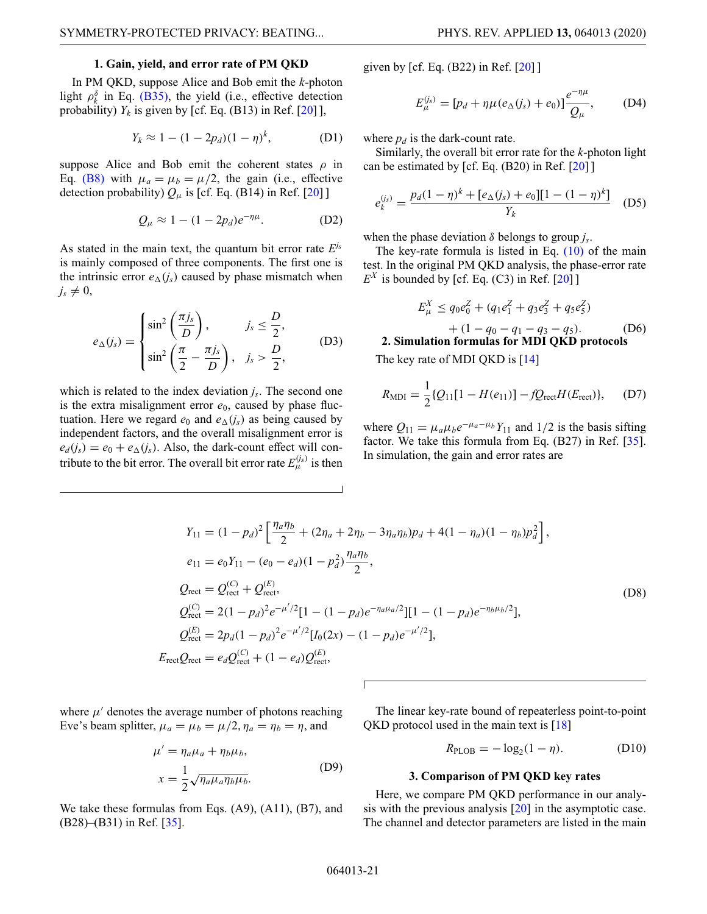### 1. Gain, yield, and error rate of PM QKD

In PM QKD, suppose Alice and Bob emit the $k$-photon light $\rho_k^\delta$ in Eq. (B35), the yield (i.e., effective detection probability) $Y_k$ is given by [cf. Eq. (B13) in Ref. [20]],

$$Y_k \approx 1 - (1-2p_d)(1-\eta)^k, \tag{D1}$$

suppose Alice and Bob emit the coherent states $\rho$ in Eq. (B8) with $\mu_a = \mu_b = \mu/2$, the gain (i.e., effective detection probability) $Q_\mu$ is [cf. Eq. (B14) in Ref. [20]]

$$Q_\mu \approx 1 - (1-2p_d)e^{-\eta\mu}. \tag{D2}$$

As stated in the main text, the quantum bit error rate $E^{j_s}$ is mainly composed of three components. The first one is the intrinsic error $e_\Delta(j_s)$ caused by phase mismatch when $j_s \neq 0$,

$$e_\Delta(j_s) = \begin{cases} \sin^2\left(\dfrac{\pi j_s}{D}\right), & j_s \leq \dfrac{D}{2}, \\ \sin^2\left(\dfrac{\pi}{2} - \dfrac{\pi j_s}{D}\right), & j_s > \dfrac{D}{2}, \end{cases} \tag{D3}$$

which is related to the index deviation $j_s$. The second one is the extra misalignment error $e_0$, caused by phase fluctuation. Here we regard $e_0$ and $e_\Delta(j_s)$ as being caused by independent factors, and the overall misalignment error is $e_d(j_s) = e_0 + e_\Delta(j_s)$. Also, the dark-count effect will contribute to the bit error. The overall bit error rate $E_\mu^{(j_s)}$ is then given by [cf. Eq. (B22) in Ref. [20]]

$$E_\mu^{(j_s)} = [p_d + \eta\mu(e_\Delta(j_s) + e_0)]\frac{e^{-\eta\mu}}{Q_\mu}, \tag{D4}$$

where $p_d$ is the dark-count rate.

Similarly, the overall bit error rate for the $k$-photon light can be estimated by [cf. Eq. (B20) in Ref. [20]]

$$e_k^{(j_s)} = \frac{p_d(1-\eta)^k + [e_\Delta(j_s) + e_0][1-(1-\eta)^k]}{Y_k} \tag{D5}$$

when the phase deviation $\delta$ belongs to group $j_s$.

The key-rate formula is listed in Eq. (10) of the main test. In the original PM QKD analysis, the phase-error rate $E^X$ is bounded by [cf. Eq. (C3) in Ref. [20]]

$$E_\mu^X \leq q_0 e_0^Z + (q_1 e_1^Z + q_3 e_3^Z + q_5 e_5^Z) + (1 - q_0 - q_1 - q_3 - q_5). \tag{D6}$$

### 2. Simulation formulas for MDI QKD protocols

The key rate of MDI QKD is [14]

$$R_{\text{MDI}} = \frac{1}{2}\{Q_{11}[1 - H(e_{11})] - fQ_{\text{rect}}H(E_{\text{rect}})\}, \tag{D7}$$

where $Q_{11} = \mu_a\mu_b e^{-\mu_a-\mu_b}Y_{11}$ and $1/2$ is the basis sifting factor. We take this formula from Eq. (B27) in Ref. [35]. In simulation, the gain and error rates are

$$\begin{aligned}
Y_{11} &= (1-p_d)^2\left[\frac{\eta_a\eta_b}{2} + (2\eta_a + 2\eta_b - 3\eta_a\eta_b)p_d + 4(1-\eta_a)(1-\eta_b)p_d^2\right], \\
e_{11} &= e_0 Y_{11} - (e_0 - e_d)(1-p_d^2)\frac{\eta_a\eta_b}{2}, \\
Q_{\text{rect}} &= Q_{\text{rect}}^{(C)} + Q_{\text{rect}}^{(E)}, \\
Q_{\text{rect}}^{(C)} &= 2(1-p_d)^2 e^{-\mu'/2}[1-(1-p_d)e^{-\eta_a\mu_a/2}][1-(1-p_d)e^{-\eta_b\mu_b/2}], \\
Q_{\text{rect}}^{(E)} &= 2p_d(1-p_d)^2 e^{-\mu'/2}[I_0(2x) - (1-p_d)e^{-\mu'/2}], \\
E_{\text{rect}}Q_{\text{rect}} &= e_d Q_{\text{rect}}^{(C)} + (1-e_d)Q_{\text{rect}}^{(E)},
\end{aligned} \tag{D8}$$

where $\mu'$ denotes the average number of photons reaching Eve's beam splitter, $\mu_a = \mu_b = \mu/2, \eta_a = \eta_b = \eta$, and

$$\begin{aligned}
\mu' &= \eta_a\mu_a + \eta_b\mu_b, \\
x &= \frac{1}{2}\sqrt{\eta_a\mu_a\eta_b\mu_b}.
\end{aligned} \tag{D9}$$

We take these formulas from Eqs. (A9), (A11), (B7), and (B28)–(B31) in Ref. [35].

The linear key-rate bound of repeaterless point-to-point QKD protocol used in the main text is [18]

$$R_{\text{PLOB}} = -\log_2(1-\eta). \tag{D10}$$

### 3. Comparison of PM QKD key rates

Here, we compare PM QKD performance in our analysis with the previous analysis [20] in the asymptotic case. The channel and detector parameters are listed in the main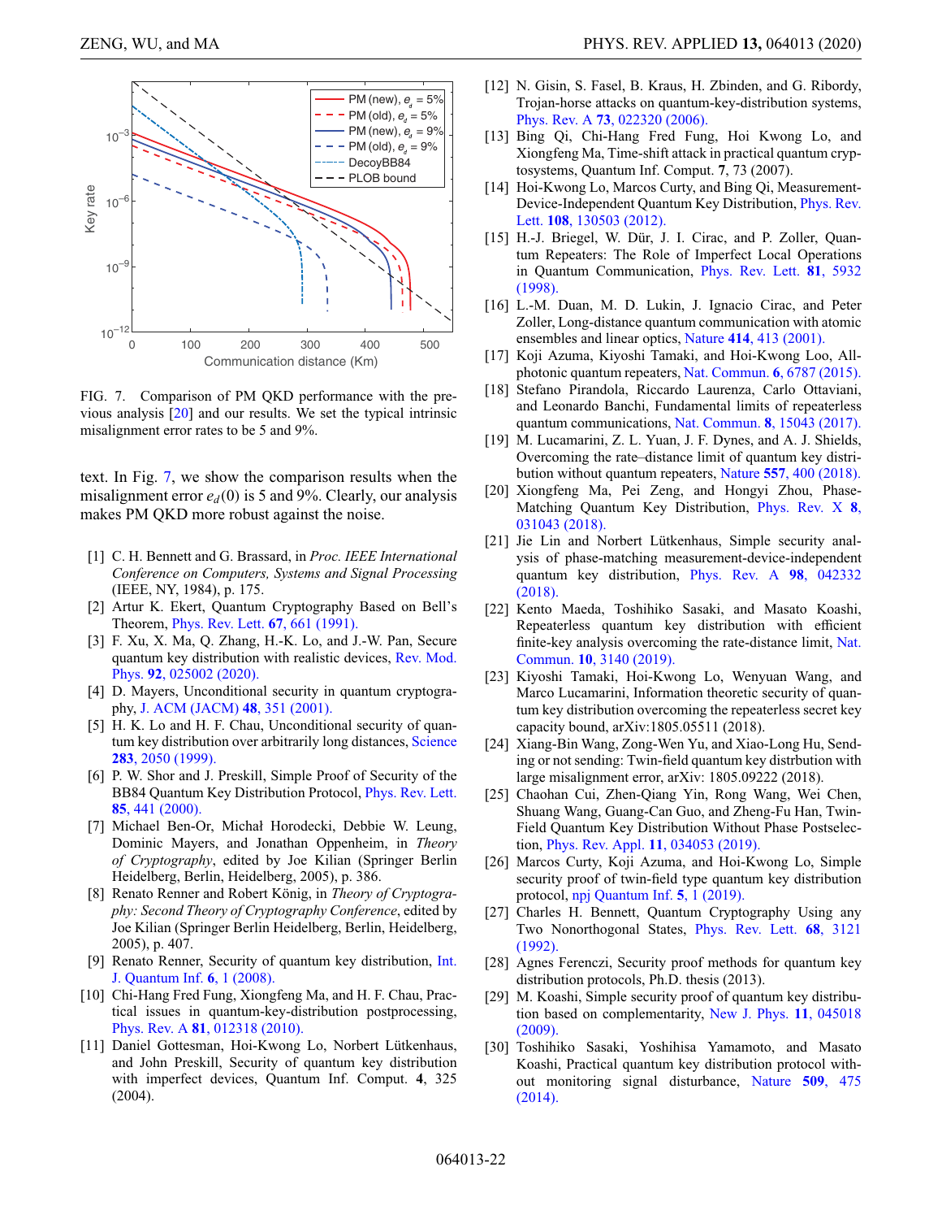FIG. 7. Comparison of PM QKD performance with the previous analysis [20] and our results. We set the typical intrinsic misalignment error rates to be 5 and 9%.

text. In Fig. 7, we show the comparison results when the misalignment error $e_d(0)$ is 5 and 9%. Clearly, our analysis makes PM QKD more robust against the noise.

[1] C. H. Bennett and G. Brassard, in *Proc. IEEE International Conference on Computers, Systems and Signal Processing* (IEEE, NY, 1984), p. 175.

[2] Artur K. Ekert, Quantum Cryptography Based on Bell's Theorem, Phys. Rev. Lett. **67**, 661 (1991).

[3] F. Xu, X. Ma, Q. Zhang, H.-K. Lo, and J.-W. Pan, Secure quantum key distribution with realistic devices, Rev. Mod. Phys. **92**, 025002 (2020).

[4] D. Mayers, Unconditional security in quantum cryptography, J. ACM (JACM) **48**, 351 (2001).

[5] H. K. Lo and H. F. Chau, Unconditional security of quantum key distribution over arbitrarily long distances, Science **283**, 2050 (1999).

[6] P. W. Shor and J. Preskill, Simple Proof of Security of the BB84 Quantum Key Distribution Protocol, Phys. Rev. Lett. **85**, 441 (2000).

[7] Michael Ben-Or, Michał Horodecki, Debbie W. Leung, Dominic Mayers, and Jonathan Oppenheim, in *Theory of Cryptography*, edited by Joe Kilian (Springer Berlin Heidelberg, Berlin, Heidelberg, 2005), p. 386.

[8] Renato Renner and Robert König, in *Theory of Cryptography: Second Theory of Cryptography Conference*, edited by Joe Kilian (Springer Berlin Heidelberg, Berlin, Heidelberg, 2005), p. 407.

[9] Renato Renner, Security of quantum key distribution, Int. J. Quantum Inf. **6**, 1 (2008).

[10] Chi-Hang Fred Fung, Xiongfeng Ma, and H. F. Chau, Practical issues in quantum-key-distribution postprocessing, Phys. Rev. A **81**, 012318 (2010).

[11] Daniel Gottesman, Hoi-Kwong Lo, Norbert Lütkenhaus, and John Preskill, Security of quantum key distribution with imperfect devices, Quantum Inf. Comput. **4**, 325 (2004).

[12] N. Gisin, S. Fasel, B. Kraus, H. Zbinden, and G. Ribordy, Trojan-horse attacks on quantum-key-distribution systems, Phys. Rev. A **73**, 022320 (2006).

[13] Bing Qi, Chi-Hang Fred Fung, Hoi Kwong Lo, and Xiongfeng Ma, Time-shift attack in practical quantum cryptosystems, Quantum Inf. Comput. **7**, 73 (2007).

[14] Hoi-Kwong Lo, Marcos Curty, and Bing Qi, Measurement-Device-Independent Quantum Key Distribution, Phys. Rev. Lett. **108**, 130503 (2012).

[15] H.-J. Briegel, W. Dür, J. I. Cirac, and P. Zoller, Quantum Repeaters: The Role of Imperfect Local Operations in Quantum Communication, Phys. Rev. Lett. **81**, 5932 (1998).

[16] L.-M. Duan, M. D. Lukin, J. Ignacio Cirac, and Peter Zoller, Long-distance quantum communication with atomic ensembles and linear optics, Nature **414**, 413 (2001).

[17] Koji Azuma, Kiyoshi Tamaki, and Hoi-Kwong Loo, All-photonic quantum repeaters, Nat. Commun. **6**, 6787 (2015).

[18] Stefano Pirandola, Riccardo Laurenza, Carlo Ottaviani, and Leonardo Banchi, Fundamental limits of repeaterless quantum communications, Nat. Commun. **8**, 15043 (2017).

[19] M. Lucamarini, Z. L. Yuan, J. F. Dynes, and A. J. Shields, Overcoming the rate–distance limit of quantum key distribution without quantum repeaters, Nature **557**, 400 (2018).

[20] Xiongfeng Ma, Pei Zeng, and Hongyi Zhou, Phase-Matching Quantum Key Distribution, Phys. Rev. X **8**, 031043 (2018).

[21] Jie Lin and Norbert Lütkenhaus, Simple security analysis of phase-matching measurement-device-independent quantum key distribution, Phys. Rev. A **98**, 042332 (2018).

[22] Kento Maeda, Toshihiko Sasaki, and Masato Koashi, Repeaterless quantum key distribution with efficient finite-key analysis overcoming the rate-distance limit, Nat. Commun. **10**, 3140 (2019).

[23] Kiyoshi Tamaki, Hoi-Kwong Lo, Wenyuan Wang, and Marco Lucamarini, Information theoretic security of quantum key distribution overcoming the repeaterless secret key capacity bound, arXiv:1805.05511 (2018).

[24] Xiang-Bin Wang, Zong-Wen Yu, and Xiao-Long Hu, Sending or not sending: Twin-field quantum key distrbution with large misalignment error, arXiv: 1805.09222 (2018).

[25] Chaohan Cui, Zhen-Qiang Yin, Rong Wang, Wei Chen, Shuang Wang, Guang-Can Guo, and Zheng-Fu Han, Twin-Field Quantum Key Distribution Without Phase Postselection, Phys. Rev. Appl. **11**, 034053 (2019).

[26] Marcos Curty, Koji Azuma, and Hoi-Kwong Lo, Simple security proof of twin-field type quantum key distribution protocol, npj Quantum Inf. **5**, 1 (2019).

[27] Charles H. Bennett, Quantum Cryptography Using any Two Nonorthogonal States, Phys. Rev. Lett. **68**, 3121 (1992).

[28] Agnes Ferenczi, Security proof methods for quantum key distribution protocols, Ph.D. thesis (2013).

[29] M. Koashi, Simple security proof of quantum key distribution based on complementarity, New J. Phys. **11**, 045018 (2009).

[30] Toshihiko Sasaki, Yoshihisa Yamamoto, and Masato Koashi, Practical quantum key distribution protocol without monitoring signal disturbance, Nature **509**, 475 (2014).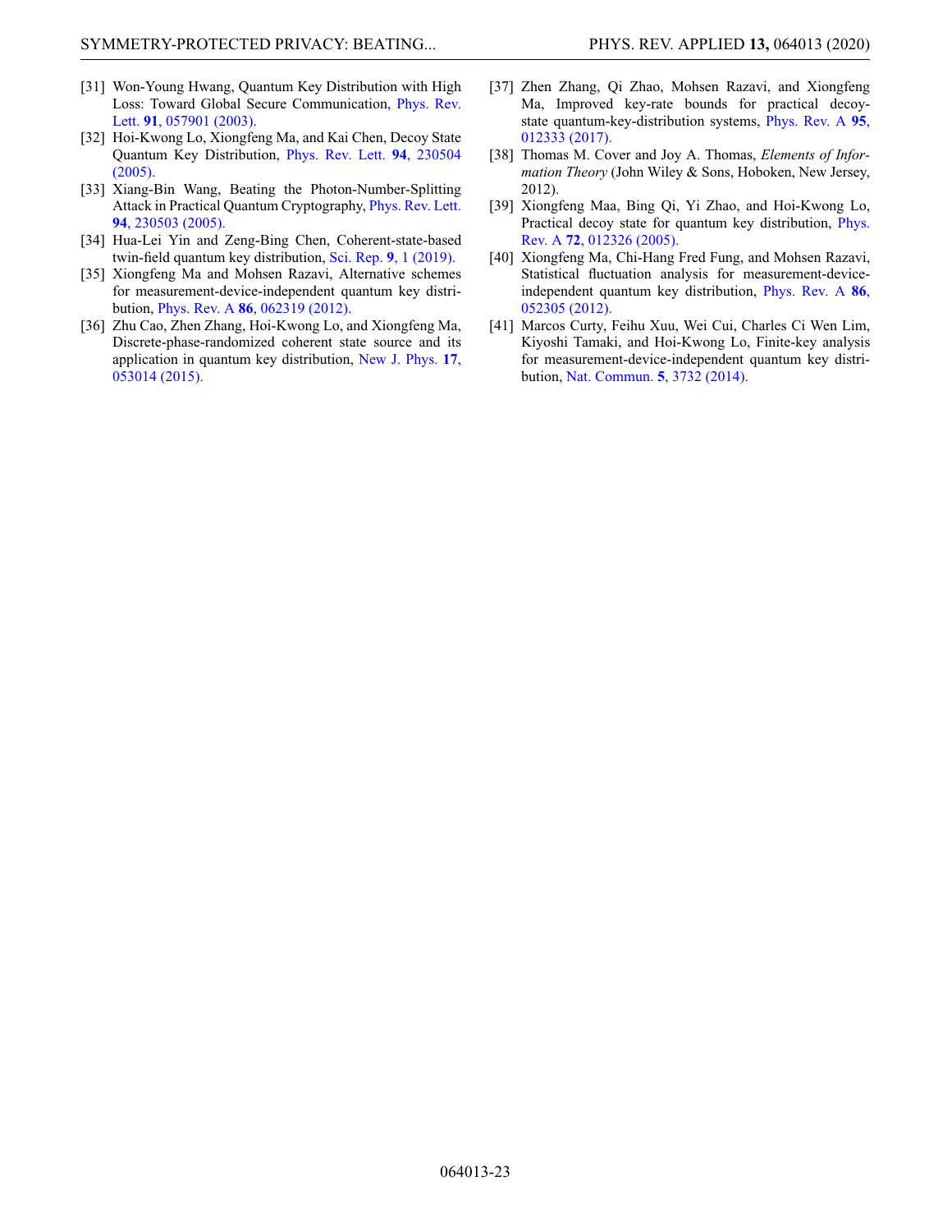[31] Won-Young Hwang, Quantum Key Distribution with High Loss: Toward Global Secure Communication, Phys. Rev. Lett. **91**, 057901 (2003).

[32] Hoi-Kwong Lo, Xiongfeng Ma, and Kai Chen, Decoy State Quantum Key Distribution, Phys. Rev. Lett. **94**, 230504 (2005).

[33] Xiang-Bin Wang, Beating the Photon-Number-Splitting Attack in Practical Quantum Cryptography, Phys. Rev. Lett. **94**, 230503 (2005).

[34] Hua-Lei Yin and Zeng-Bing Chen, Coherent-state-based twin-field quantum key distribution, Sci. Rep. **9**, 1 (2019).

[35] Xiongfeng Ma and Mohsen Razavi, Alternative schemes for measurement-device-independent quantum key distribution, Phys. Rev. A **86**, 062319 (2012).

[36] Zhu Cao, Zhen Zhang, Hoi-Kwong Lo, and Xiongfeng Ma, Discrete-phase-randomized coherent state source and its application in quantum key distribution, New J. Phys. **17**, 053014 (2015).

[37] Zhen Zhang, Qi Zhao, Mohsen Razavi, and Xiongfeng Ma, Improved key-rate bounds for practical decoy-state quantum-key-distribution systems, Phys. Rev. A **95**, 012333 (2017).

[38] Thomas M. Cover and Joy A. Thomas, *Elements of Information Theory* (John Wiley & Sons, Hoboken, New Jersey, 2012).

[39] Xiongfeng Maa, Bing Qi, Yi Zhao, and Hoi-Kwong Lo, Practical decoy state for quantum key distribution, Phys. Rev. A **72**, 012326 (2005).

[40] Xiongfeng Ma, Chi-Hang Fred Fung, and Mohsen Razavi, Statistical fluctuation analysis for measurement-device-independent quantum key distribution, Phys. Rev. A **86**, 052305 (2012).

[41] Marcos Curty, Feihu Xuu, Wei Cui, Charles Ci Wen Lim, Kiyoshi Tamaki, and Hoi-Kwong Lo, Finite-key analysis for measurement-device-independent quantum key distribution, Nat. Commun. **5**, 3732 (2014).